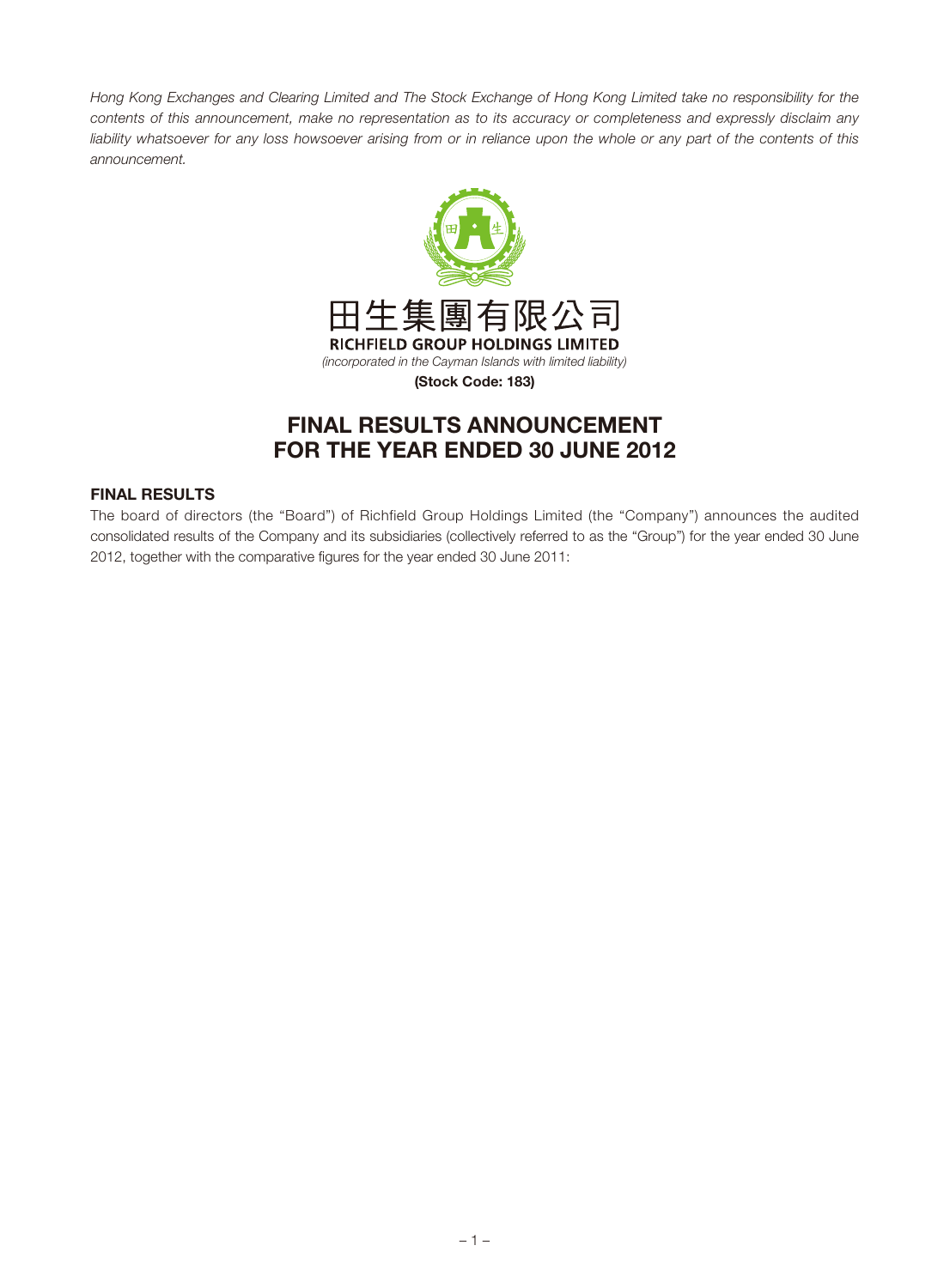*Hong Kong Exchanges and Clearing Limited and The Stock Exchange of Hong Kong Limited take no responsibility for the contents of this announcement, make no representation as to its accuracy or completeness and expressly disclaim any liability whatsoever for any loss howsoever arising from or in reliance upon the whole or any part of the contents of this announcement.*

田生集團有限公司

**RICHFIELD GROUP HOLDINGS LIMITED**

*(incorporated in the Cayman Islands with limited liability)*

**(Stock Code: 183)**

# FINAL RESULTS ANNOUNCEMENT FOR THE YEAR ENDED 30 JUNE 2012

## FINAL RESULTS

The board of directors (the "Board") of Richfield Group Holdings Limited (the "Company") announces the audited consolidated results of the Company and its subsidiaries (collectively referred to as the "Group") for the year ended 30 June 2012, together with the comparative figures for the year ended 30 June 2011: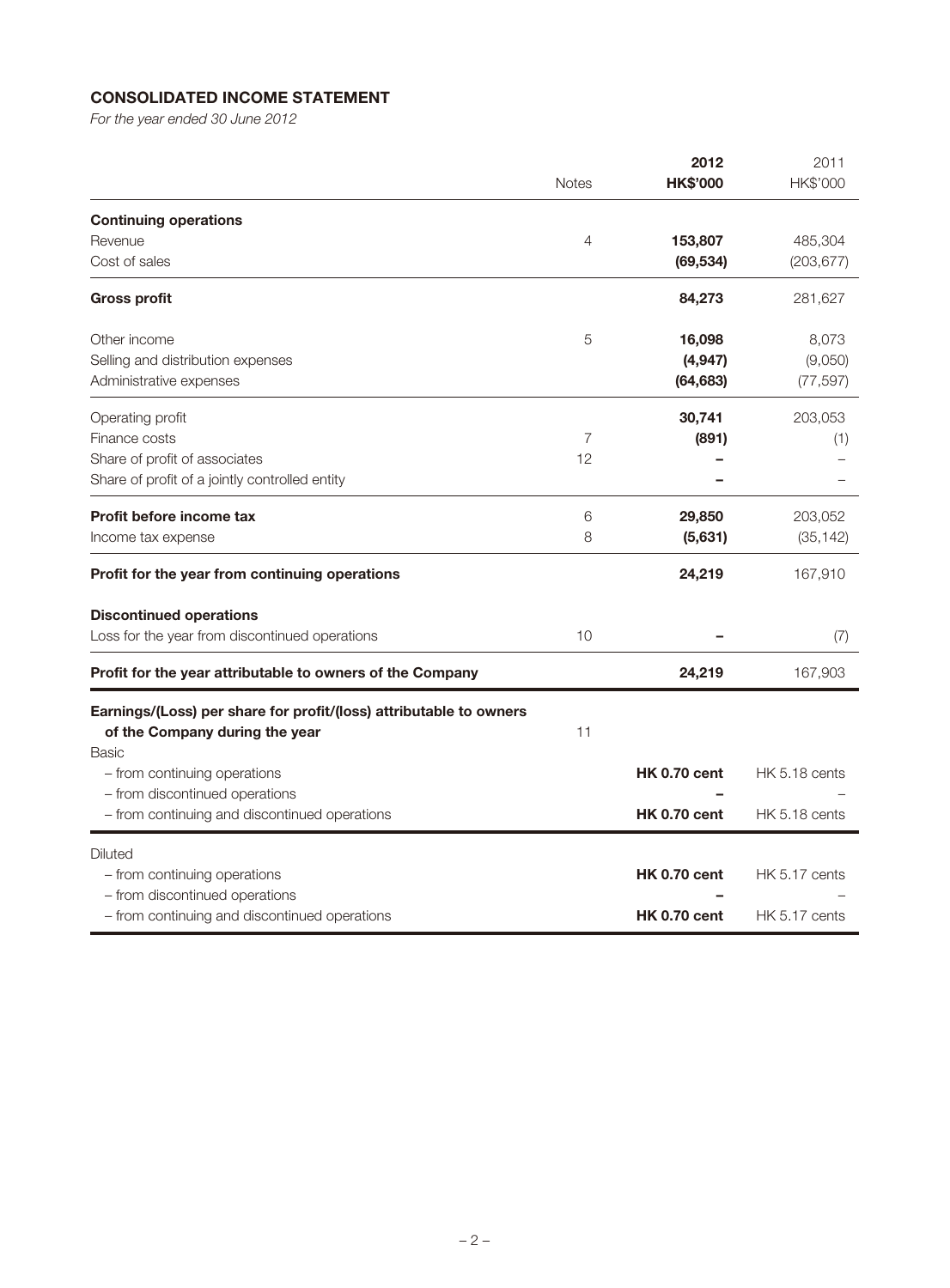## CONSOLIDATED INCOME STATEMENT

*For the year ended 30 June 2012*

| | Notes | 2012<br>HK$'000 | 2011<br>HK$'000 |
|---|---|---|---|
| **Continuing operations** | | | |
| Revenue | 4 | **153,807** | 485,304 |
| Cost of sales | | **(69,534)** | (203,677) |
| **Gross profit** | | **84,273** | 281,627 |
| Other income | 5 | **16,098** | 8,073 |
| Selling and distribution expenses | | **(4,947)** | (9,050) |
| Administrative expenses | | **(64,683)** | (77,597) |
| Operating profit | | **30,741** | 203,053 |
| Finance costs | 7 | **(891)** | (1) |
| Share of profit of associates | 12 | **–** | – |
| Share of profit of a jointly controlled entity | | **–** | – |
| **Profit before income tax** | 6 | **29,850** | 203,052 |
| Income tax expense | 8 | **(5,631)** | (35,142) |
| **Profit for the year from continuing operations** | | **24,219** | 167,910 |
| **Discontinued operations** | | | |
| Loss for the year from discontinued operations | 10 | **–** | (7) |
| **Profit for the year attributable to owners of the Company** | | **24,219** | 167,903 |
| **Earnings/(Loss) per share for profit/(loss) attributable to owners of the Company during the year** | 11 | | |
| Basic | | | |
| – from continuing operations | | **HK 0.70 cent** | HK 5.18 cents |
| – from discontinued operations | | **–** | – |
| – from continuing and discontinued operations | | **HK 0.70 cent** | HK 5.18 cents |
| Diluted | | | |
| – from continuing operations | | **HK 0.70 cent** | HK 5.17 cents |
| – from discontinued operations | | **–** | – |
| – from continuing and discontinued operations | | **HK 0.70 cent** | HK 5.17 cents |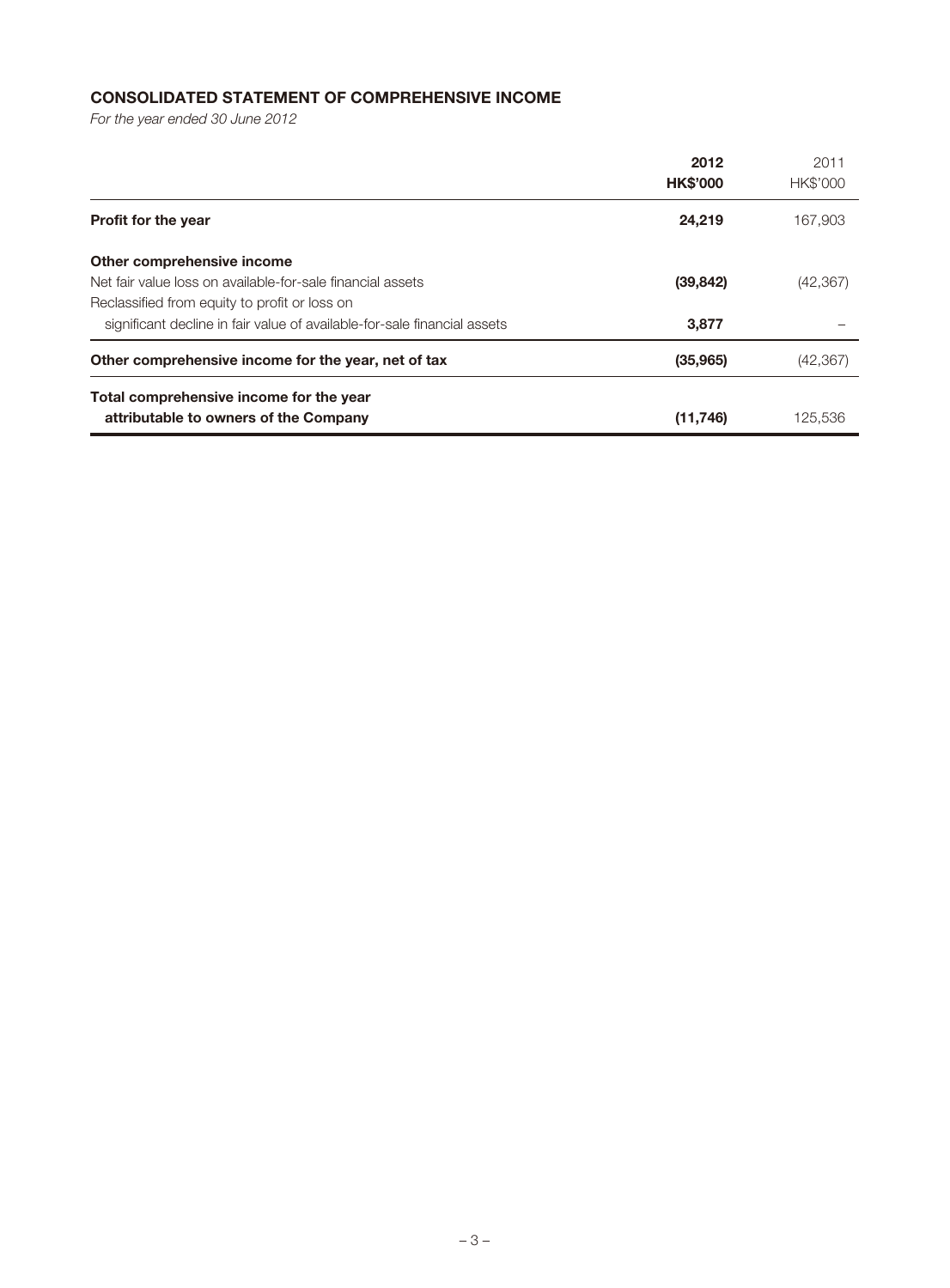## CONSOLIDATED STATEMENT OF COMPREHENSIVE INCOME

*For the year ended 30 June 2012*

| | 2012<br>HK$'000 | 2011<br>HK$'000 |
|---|---|---|
| **Profit for the year** | **24,219** | 167,903 |
| **Other comprehensive income** | | |
| Net fair value loss on available-for-sale financial assets | **(39,842)** | (42,367) |
| Reclassified from equity to profit or loss on significant decline in fair value of available-for-sale financial assets | **3,877** | – |
| **Other comprehensive income for the year, net of tax** | **(35,965)** | (42,367) |
| **Total comprehensive income for the year attributable to owners of the Company** | **(11,746)** | 125,536 |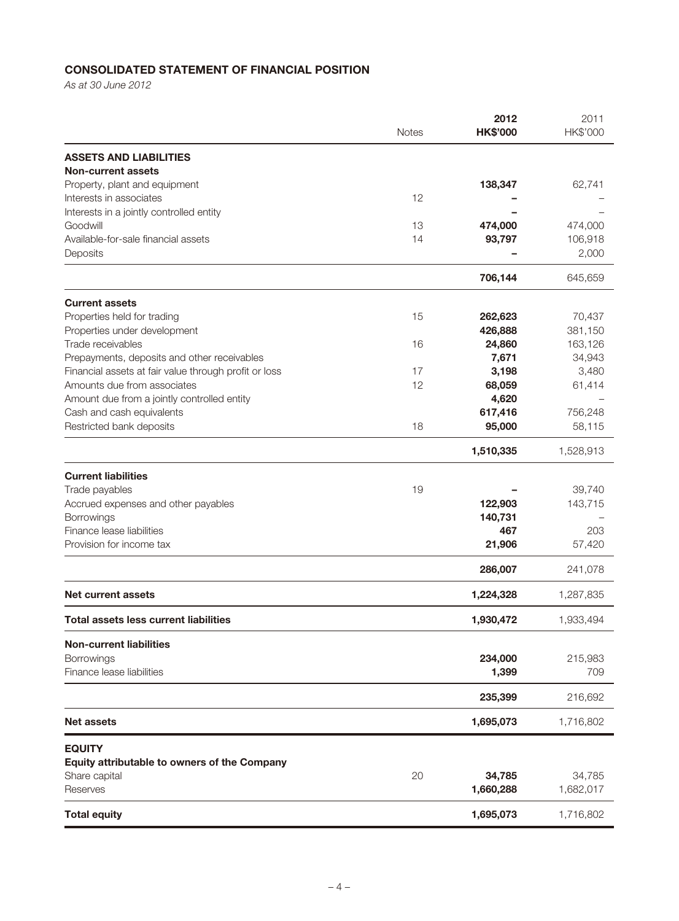## CONSOLIDATED STATEMENT OF FINANCIAL POSITION

*As at 30 June 2012*

| | Notes | 2012<br>HK$'000 | 2011<br>HK$'000 |
|---|---|---|---|
| **ASSETS AND LIABILITIES** | | | |
| **Non-current assets** | | | |
| Property, plant and equipment | | **138,347** | 62,741 |
| Interests in associates | 12 | **–** | – |
| Interests in a jointly controlled entity | | **–** | – |
| Goodwill | 13 | **474,000** | 474,000 |
| Available-for-sale financial assets | 14 | **93,797** | 106,918 |
| Deposits | | **–** | 2,000 |
| | | **706,144** | 645,659 |
| **Current assets** | | | |
| Properties held for trading | 15 | **262,623** | 70,437 |
| Properties under development | | **426,888** | 381,150 |
| Trade receivables | 16 | **24,860** | 163,126 |
| Prepayments, deposits and other receivables | | **7,671** | 34,943 |
| Financial assets at fair value through profit or loss | 17 | **3,198** | 3,480 |
| Amounts due from associates | 12 | **68,059** | 61,414 |
| Amount due from a jointly controlled entity | | **4,620** | – |
| Cash and cash equivalents | | **617,416** | 756,248 |
| Restricted bank deposits | 18 | **95,000** | 58,115 |
| | | **1,510,335** | 1,528,913 |
| **Current liabilities** | | | |
| Trade payables | 19 | **–** | 39,740 |
| Accrued expenses and other payables | | **122,903** | 143,715 |
| Borrowings | | **140,731** | – |
| Finance lease liabilities | | **467** | 203 |
| Provision for income tax | | **21,906** | 57,420 |
| | | **286,007** | 241,078 |
| **Net current assets** | | **1,224,328** | 1,287,835 |
| **Total assets less current liabilities** | | **1,930,472** | 1,933,494 |
| **Non-current liabilities** | | | |
| Borrowings | | **234,000** | 215,983 |
| Finance lease liabilities | | **1,399** | 709 |
| | | **235,399** | 216,692 |
| **Net assets** | | **1,695,073** | 1,716,802 |
| **EQUITY** | | | |
| **Equity attributable to owners of the Company** | | | |
| Share capital | 20 | **34,785** | 34,785 |
| Reserves | | **1,660,288** | 1,682,017 |
| **Total equity** | | **1,695,073** | 1,716,802 |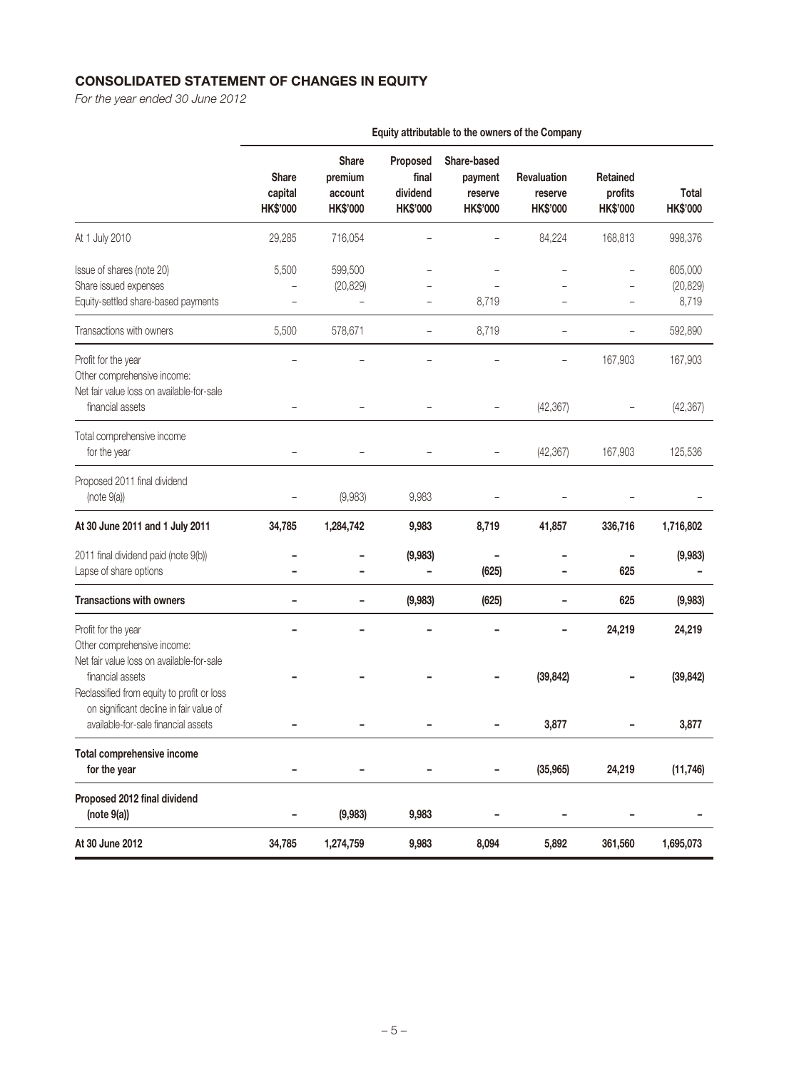## CONSOLIDATED STATEMENT OF CHANGES IN EQUITY

*For the year ended 30 June 2012*

| | Equity attributable to the owners of the Company | | | | | | |
|---|---|---|---|---|---|---|---|
| | Share capital HK$'000 | Share premium account HK$'000 | Proposed final dividend HK$'000 | Share-based payment reserve HK$'000 | Revaluation reserve HK$'000 | Retained profits HK$'000 | Total HK$'000 |
| At 1 July 2010 | 29,285 | 716,054 | – | – | 84,224 | 168,813 | 998,376 |
| Issue of shares (note 20) | 5,500 | 599,500 | – | – | – | – | 605,000 |
| Share issued expenses | – | (20,829) | – | – | – | – | (20,829) |
| Equity-settled share-based payments | – | – | – | 8,719 | – | – | 8,719 |
| Transactions with owners | 5,500 | 578,671 | – | 8,719 | – | – | 592,890 |
| Profit for the year | – | – | – | – | – | 167,903 | 167,903 |
| Other comprehensive income: | | | | | | | |
| Net fair value loss on available-for-sale financial assets | – | – | – | – | (42,367) | – | (42,367) |
| Total comprehensive income for the year | – | – | – | – | (42,367) | 167,903 | 125,536 |
| Proposed 2011 final dividend (note 9(a)) | – | (9,983) | 9,983 | – | – | – | – |
| **At 30 June 2011 and 1 July 2011** | **34,785** | **1,284,742** | **9,983** | **8,719** | **41,857** | **336,716** | **1,716,802** |
| 2011 final dividend paid (note 9(b)) | **–** | **–** | **(9,983)** | **–** | **–** | **–** | **(9,983)** |
| Lapse of share options | **–** | **–** | **–** | **(625)** | **–** | **625** | **–** |
| **Transactions with owners** | **–** | **–** | **(9,983)** | **(625)** | **–** | **625** | **(9,983)** |
| Profit for the year | **–** | **–** | **–** | **–** | **–** | **24,219** | **24,219** |
| Other comprehensive income: | | | | | | | |
| Net fair value loss on available-for-sale financial assets | **–** | **–** | **–** | **–** | **(39,842)** | **–** | **(39,842)** |
| Reclassified from equity to profit or loss on significant decline in fair value of available-for-sale financial assets | **–** | **–** | **–** | **–** | **3,877** | **–** | **3,877** |
| **Total comprehensive income for the year** | **–** | **–** | **–** | **–** | **(35,965)** | **24,219** | **(11,746)** |
| **Proposed 2012 final dividend (note 9(a))** | **–** | **(9,983)** | **9,983** | **–** | **–** | **–** | **–** |
| **At 30 June 2012** | **34,785** | **1,274,759** | **9,983** | **8,094** | **5,892** | **361,560** | **1,695,073** |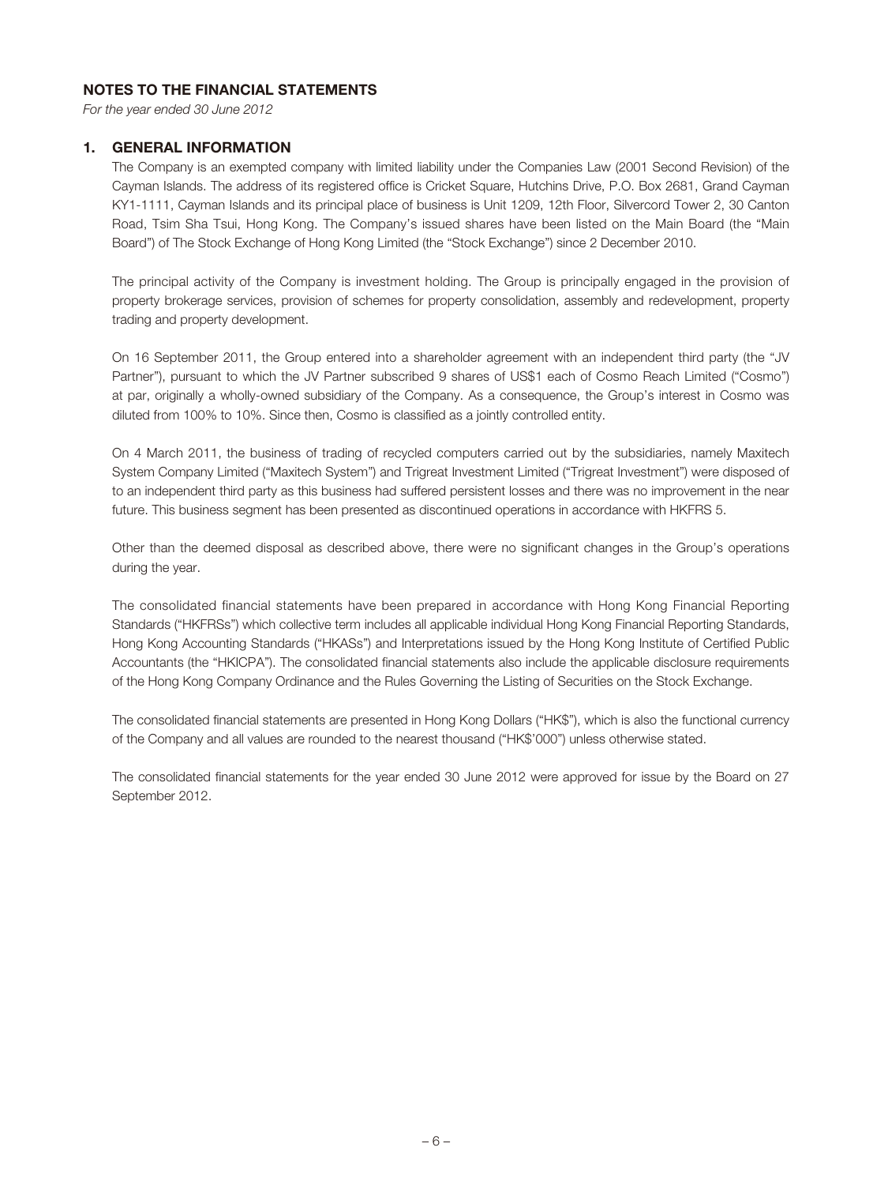## NOTES TO THE FINANCIAL STATEMENTS

*For the year ended 30 June 2012*

### 1. GENERAL INFORMATION

The Company is an exempted company with limited liability under the Companies Law (2001 Second Revision) of the Cayman Islands. The address of its registered office is Cricket Square, Hutchins Drive, P.O. Box 2681, Grand Cayman KY1-1111, Cayman Islands and its principal place of business is Unit 1209, 12th Floor, Silvercord Tower 2, 30 Canton Road, Tsim Sha Tsui, Hong Kong. The Company's issued shares have been listed on the Main Board (the "Main Board") of The Stock Exchange of Hong Kong Limited (the "Stock Exchange") since 2 December 2010.

The principal activity of the Company is investment holding. The Group is principally engaged in the provision of property brokerage services, provision of schemes for property consolidation, assembly and redevelopment, property trading and property development.

On 16 September 2011, the Group entered into a shareholder agreement with an independent third party (the "JV Partner"), pursuant to which the JV Partner subscribed 9 shares of US$1 each of Cosmo Reach Limited ("Cosmo") at par, originally a wholly-owned subsidiary of the Company. As a consequence, the Group's interest in Cosmo was diluted from 100% to 10%. Since then, Cosmo is classified as a jointly controlled entity.

On 4 March 2011, the business of trading of recycled computers carried out by the subsidiaries, namely Maxitech System Company Limited ("Maxitech System") and Trigreat Investment Limited ("Trigreat Investment") were disposed of to an independent third party as this business had suffered persistent losses and there was no improvement in the near future. This business segment has been presented as discontinued operations in accordance with HKFRS 5.

Other than the deemed disposal as described above, there were no significant changes in the Group's operations during the year.

The consolidated financial statements have been prepared in accordance with Hong Kong Financial Reporting Standards ("HKFRSs") which collective term includes all applicable individual Hong Kong Financial Reporting Standards, Hong Kong Accounting Standards ("HKASs") and Interpretations issued by the Hong Kong Institute of Certified Public Accountants (the "HKICPA"). The consolidated financial statements also include the applicable disclosure requirements of the Hong Kong Company Ordinance and the Rules Governing the Listing of Securities on the Stock Exchange.

The consolidated financial statements are presented in Hong Kong Dollars ("HK$"), which is also the functional currency of the Company and all values are rounded to the nearest thousand ("HK$'000") unless otherwise stated.

The consolidated financial statements for the year ended 30 June 2012 were approved for issue by the Board on 27 September 2012.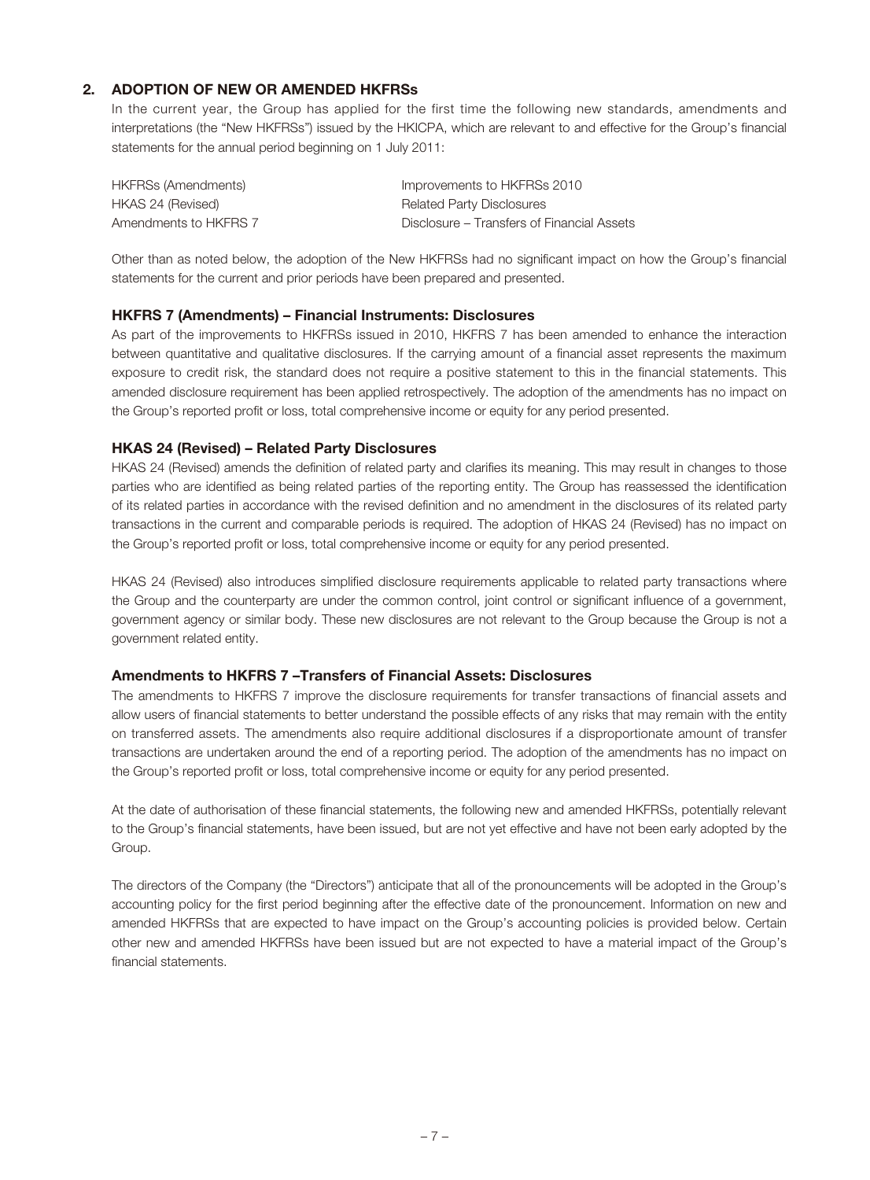## 2. ADOPTION OF NEW OR AMENDED HKFRSs

In the current year, the Group has applied for the first time the following new standards, amendments and interpretations (the "New HKFRSs") issued by the HKICPA, which are relevant to and effective for the Group's financial statements for the annual period beginning on 1 July 2011:

| | |
|---|---|
| HKFRSs (Amendments) | Improvements to HKFRSs 2010 |
| HKAS 24 (Revised) | Related Party Disclosures |
| Amendments to HKFRS 7 | Disclosure – Transfers of Financial Assets |

Other than as noted below, the adoption of the New HKFRSs had no significant impact on how the Group's financial statements for the current and prior periods have been prepared and presented.

### HKFRS 7 (Amendments) – Financial Instruments: Disclosures

As part of the improvements to HKFRSs issued in 2010, HKFRS 7 has been amended to enhance the interaction between quantitative and qualitative disclosures. If the carrying amount of a financial asset represents the maximum exposure to credit risk, the standard does not require a positive statement to this in the financial statements. This amended disclosure requirement has been applied retrospectively. The adoption of the amendments has no impact on the Group's reported profit or loss, total comprehensive income or equity for any period presented.

### HKAS 24 (Revised) – Related Party Disclosures

HKAS 24 (Revised) amends the definition of related party and clarifies its meaning. This may result in changes to those parties who are identified as being related parties of the reporting entity. The Group has reassessed the identification of its related parties in accordance with the revised definition and no amendment in the disclosures of its related party transactions in the current and comparable periods is required. The adoption of HKAS 24 (Revised) has no impact on the Group's reported profit or loss, total comprehensive income or equity for any period presented.

HKAS 24 (Revised) also introduces simplified disclosure requirements applicable to related party transactions where the Group and the counterparty are under the common control, joint control or significant influence of a government, government agency or similar body. These new disclosures are not relevant to the Group because the Group is not a government related entity.

### Amendments to HKFRS 7 –Transfers of Financial Assets: Disclosures

The amendments to HKFRS 7 improve the disclosure requirements for transfer transactions of financial assets and allow users of financial statements to better understand the possible effects of any risks that may remain with the entity on transferred assets. The amendments also require additional disclosures if a disproportionate amount of transfer transactions are undertaken around the end of a reporting period. The adoption of the amendments has no impact on the Group's reported profit or loss, total comprehensive income or equity for any period presented.

At the date of authorisation of these financial statements, the following new and amended HKFRSs, potentially relevant to the Group's financial statements, have been issued, but are not yet effective and have not been early adopted by the Group.

The directors of the Company (the "Directors") anticipate that all of the pronouncements will be adopted in the Group's accounting policy for the first period beginning after the effective date of the pronouncement. Information on new and amended HKFRSs that are expected to have impact on the Group's accounting policies is provided below. Certain other new and amended HKFRSs have been issued but are not expected to have a material impact of the Group's financial statements.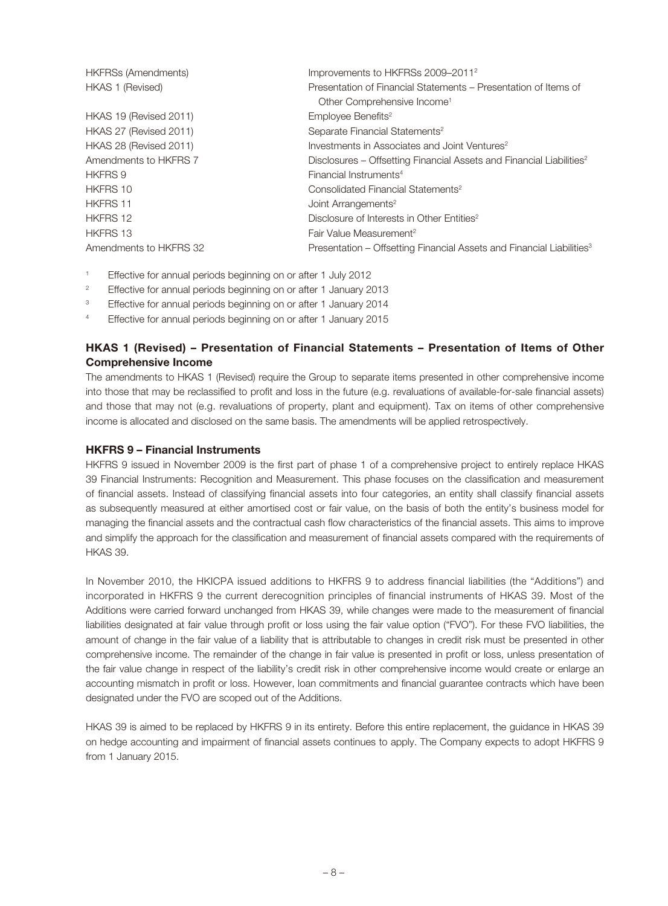| | |
|---|---|
| HKFRSs (Amendments) | Improvements to HKFRSs 2009–2011[2] |
| HKAS 1 (Revised) | Presentation of Financial Statements – Presentation of Items of Other Comprehensive Income[1] |
| HKAS 19 (Revised 2011) | Employee Benefits[2] |
| HKAS 27 (Revised 2011) | Separate Financial Statements[2] |
| HKAS 28 (Revised 2011) | Investments in Associates and Joint Ventures[2] |
| Amendments to HKFRS 7 | Disclosures – Offsetting Financial Assets and Financial Liabilities[2] |
| HKFRS 9 | Financial Instruments[4] |
| HKFRS 10 | Consolidated Financial Statements[2] |
| HKFRS 11 | Joint Arrangements[2] |
| HKFRS 12 | Disclosure of Interests in Other Entities[2] |
| HKFRS 13 | Fair Value Measurement[2] |
| Amendments to HKFRS 32 | Presentation – Offsetting Financial Assets and Financial Liabilities[3] |

[1] Effective for annual periods beginning on or after 1 July 2012

[2] Effective for annual periods beginning on or after 1 January 2013

[3] Effective for annual periods beginning on or after 1 January 2014

[4] Effective for annual periods beginning on or after 1 January 2015

### HKAS 1 (Revised) – Presentation of Financial Statements – Presentation of Items of Other Comprehensive Income

The amendments to HKAS 1 (Revised) require the Group to separate items presented in other comprehensive income into those that may be reclassified to profit and loss in the future (e.g. revaluations of available-for-sale financial assets) and those that may not (e.g. revaluations of property, plant and equipment). Tax on items of other comprehensive income is allocated and disclosed on the same basis. The amendments will be applied retrospectively.

### HKFRS 9 – Financial Instruments

HKFRS 9 issued in November 2009 is the first part of phase 1 of a comprehensive project to entirely replace HKAS 39 Financial Instruments: Recognition and Measurement. This phase focuses on the classification and measurement of financial assets. Instead of classifying financial assets into four categories, an entity shall classify financial assets as subsequently measured at either amortised cost or fair value, on the basis of both the entity's business model for managing the financial assets and the contractual cash flow characteristics of the financial assets. This aims to improve and simplify the approach for the classification and measurement of financial assets compared with the requirements of HKAS 39.

In November 2010, the HKICPA issued additions to HKFRS 9 to address financial liabilities (the "Additions") and incorporated in HKFRS 9 the current derecognition principles of financial instruments of HKAS 39. Most of the Additions were carried forward unchanged from HKAS 39, while changes were made to the measurement of financial liabilities designated at fair value through profit or loss using the fair value option ("FVO"). For these FVO liabilities, the amount of change in the fair value of a liability that is attributable to changes in credit risk must be presented in other comprehensive income. The remainder of the change in fair value is presented in profit or loss, unless presentation of the fair value change in respect of the liability's credit risk in other comprehensive income would create or enlarge an accounting mismatch in profit or loss. However, loan commitments and financial guarantee contracts which have been designated under the FVO are scoped out of the Additions.

HKAS 39 is aimed to be replaced by HKFRS 9 in its entirety. Before this entire replacement, the guidance in HKAS 39 on hedge accounting and impairment of financial assets continues to apply. The Company expects to adopt HKFRS 9 from 1 January 2015.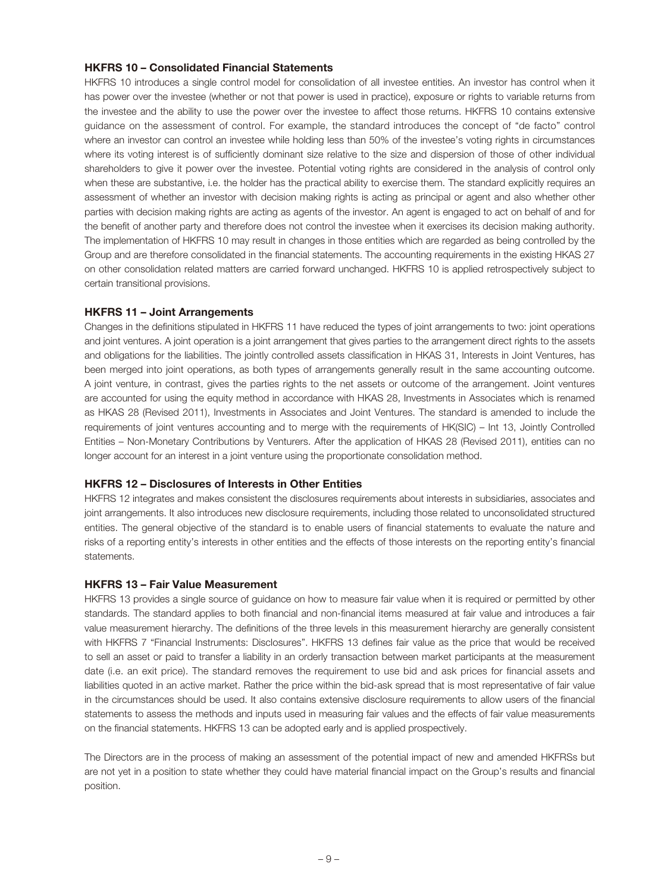### HKFRS 10 – Consolidated Financial Statements

HKFRS 10 introduces a single control model for consolidation of all investee entities. An investor has control when it has power over the investee (whether or not that power is used in practice), exposure or rights to variable returns from the investee and the ability to use the power over the investee to affect those returns. HKFRS 10 contains extensive guidance on the assessment of control. For example, the standard introduces the concept of "de facto" control where an investor can control an investee while holding less than 50% of the investee's voting rights in circumstances where its voting interest is of sufficiently dominant size relative to the size and dispersion of those of other individual shareholders to give it power over the investee. Potential voting rights are considered in the analysis of control only when these are substantive, i.e. the holder has the practical ability to exercise them. The standard explicitly requires an assessment of whether an investor with decision making rights is acting as principal or agent and also whether other parties with decision making rights are acting as agents of the investor. An agent is engaged to act on behalf of and for the benefit of another party and therefore does not control the investee when it exercises its decision making authority. The implementation of HKFRS 10 may result in changes in those entities which are regarded as being controlled by the Group and are therefore consolidated in the financial statements. The accounting requirements in the existing HKAS 27 on other consolidation related matters are carried forward unchanged. HKFRS 10 is applied retrospectively subject to certain transitional provisions.

### HKFRS 11 – Joint Arrangements

Changes in the definitions stipulated in HKFRS 11 have reduced the types of joint arrangements to two: joint operations and joint ventures. A joint operation is a joint arrangement that gives parties to the arrangement direct rights to the assets and obligations for the liabilities. The jointly controlled assets classification in HKAS 31, Interests in Joint Ventures, has been merged into joint operations, as both types of arrangements generally result in the same accounting outcome. A joint venture, in contrast, gives the parties rights to the net assets or outcome of the arrangement. Joint ventures are accounted for using the equity method in accordance with HKAS 28, Investments in Associates which is renamed as HKAS 28 (Revised 2011), Investments in Associates and Joint Ventures. The standard is amended to include the requirements of joint ventures accounting and to merge with the requirements of HK(SIC) – Int 13, Jointly Controlled Entities – Non-Monetary Contributions by Venturers. After the application of HKAS 28 (Revised 2011), entities can no longer account for an interest in a joint venture using the proportionate consolidation method.

### HKFRS 12 – Disclosures of Interests in Other Entities

HKFRS 12 integrates and makes consistent the disclosures requirements about interests in subsidiaries, associates and joint arrangements. It also introduces new disclosure requirements, including those related to unconsolidated structured entities. The general objective of the standard is to enable users of financial statements to evaluate the nature and risks of a reporting entity's interests in other entities and the effects of those interests on the reporting entity's financial statements.

### HKFRS 13 – Fair Value Measurement

HKFRS 13 provides a single source of guidance on how to measure fair value when it is required or permitted by other standards. The standard applies to both financial and non-financial items measured at fair value and introduces a fair value measurement hierarchy. The definitions of the three levels in this measurement hierarchy are generally consistent with HKFRS 7 "Financial Instruments: Disclosures". HKFRS 13 defines fair value as the price that would be received to sell an asset or paid to transfer a liability in an orderly transaction between market participants at the measurement date (i.e. an exit price). The standard removes the requirement to use bid and ask prices for financial assets and liabilities quoted in an active market. Rather the price within the bid-ask spread that is most representative of fair value in the circumstances should be used. It also contains extensive disclosure requirements to allow users of the financial statements to assess the methods and inputs used in measuring fair values and the effects of fair value measurements on the financial statements. HKFRS 13 can be adopted early and is applied prospectively.

The Directors are in the process of making an assessment of the potential impact of new and amended HKFRSs but are not yet in a position to state whether they could have material financial impact on the Group's results and financial position.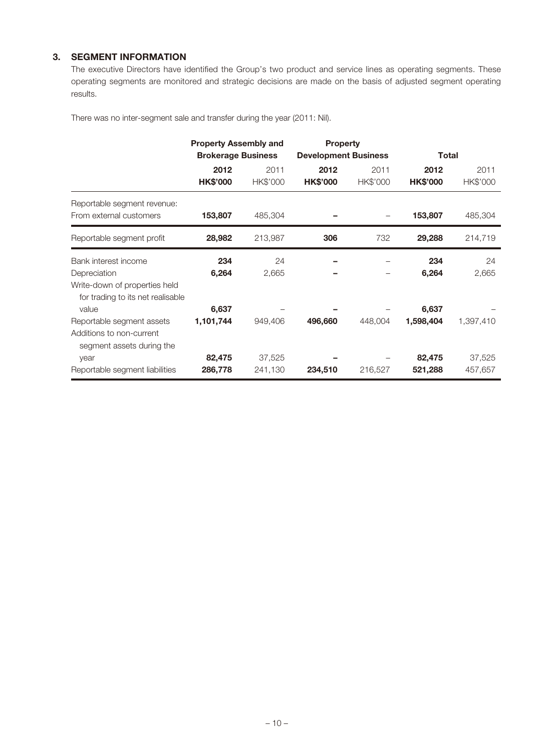## 3. SEGMENT INFORMATION

The executive Directors have identified the Group's two product and service lines as operating segments. These operating segments are monitored and strategic decisions are made on the basis of adjusted segment operating results.

There was no inter-segment sale and transfer during the year (2011: Nil).

| | Property Assembly and Brokerage Business | | Property Development Business | | Total | |
|---|---|---|---|---|---|---|
| | **2012** | 2011 | **2012** | 2011 | **2012** | 2011 |
| | **HK$'000** | HK$'000 | **HK$'000** | HK$'000 | **HK$'000** | HK$'000 |
| Reportable segment revenue: | | | | | | |
| From external customers | **153,807** | 485,304 | **–** | – | **153,807** | 485,304 |
| Reportable segment profit | **28,982** | 213,987 | **306** | 732 | **29,288** | 214,719 |
| Bank interest income | **234** | 24 | **–** | – | **234** | 24 |
| Depreciation | **6,264** | 2,665 | **–** | – | **6,264** | 2,665 |
| Write-down of properties held for trading to its net realisable value | **6,637** | – | **–** | – | **6,637** | – |
| Reportable segment assets | **1,101,744** | 949,406 | **496,660** | 448,004 | **1,598,404** | 1,397,410 |
| Additions to non-current segment assets during the year | **82,475** | 37,525 | **–** | – | **82,475** | 37,525 |
| Reportable segment liabilities | **286,778** | 241,130 | **234,510** | 216,527 | **521,288** | 457,657 |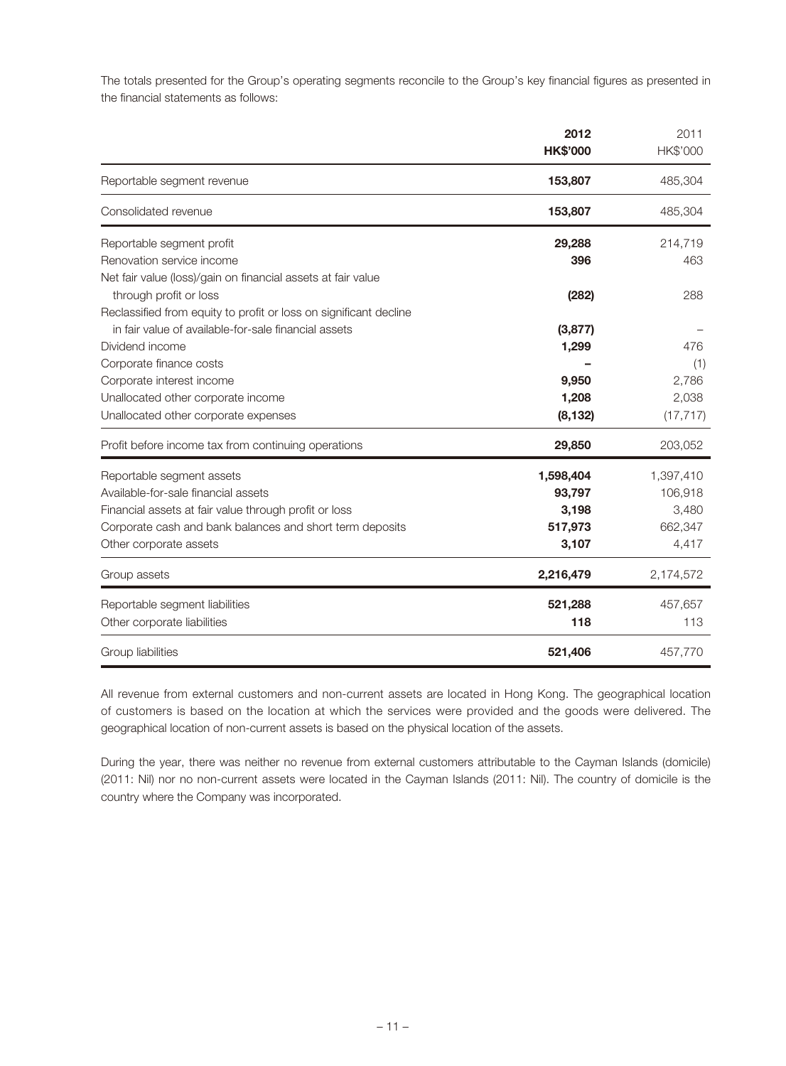The totals presented for the Group's operating segments reconcile to the Group's key financial figures as presented in the financial statements as follows:

| | **2012** | 2011 |
|---|---|---|
| | **HK$'000** | HK$'000 |
| Reportable segment revenue | **153,807** | 485,304 |
| Consolidated revenue | **153,807** | 485,304 |
| Reportable segment profit | **29,288** | 214,719 |
| Renovation service income | **396** | 463 |
| Net fair value (loss)/gain on financial assets at fair value through profit or loss | **(282)** | 288 |
| Reclassified from equity to profit or loss on significant decline in fair value of available-for-sale financial assets | **(3,877)** | – |
| Dividend income | **1,299** | 476 |
| Corporate finance costs | **–** | (1) |
| Corporate interest income | **9,950** | 2,786 |
| Unallocated other corporate income | **1,208** | 2,038 |
| Unallocated other corporate expenses | **(8,132)** | (17,717) |
| Profit before income tax from continuing operations | **29,850** | 203,052 |
| Reportable segment assets | **1,598,404** | 1,397,410 |
| Available-for-sale financial assets | **93,797** | 106,918 |
| Financial assets at fair value through profit or loss | **3,198** | 3,480 |
| Corporate cash and bank balances and short term deposits | **517,973** | 662,347 |
| Other corporate assets | **3,107** | 4,417 |
| Group assets | **2,216,479** | 2,174,572 |
| Reportable segment liabilities | **521,288** | 457,657 |
| Other corporate liabilities | **118** | 113 |
| Group liabilities | **521,406** | 457,770 |

All revenue from external customers and non-current assets are located in Hong Kong. The geographical location of customers is based on the location at which the services were provided and the goods were delivered. The geographical location of non-current assets is based on the physical location of the assets.

During the year, there was neither no revenue from external customers attributable to the Cayman Islands (domicile) (2011: Nil) nor no non-current assets were located in the Cayman Islands (2011: Nil). The country of domicile is the country where the Company was incorporated.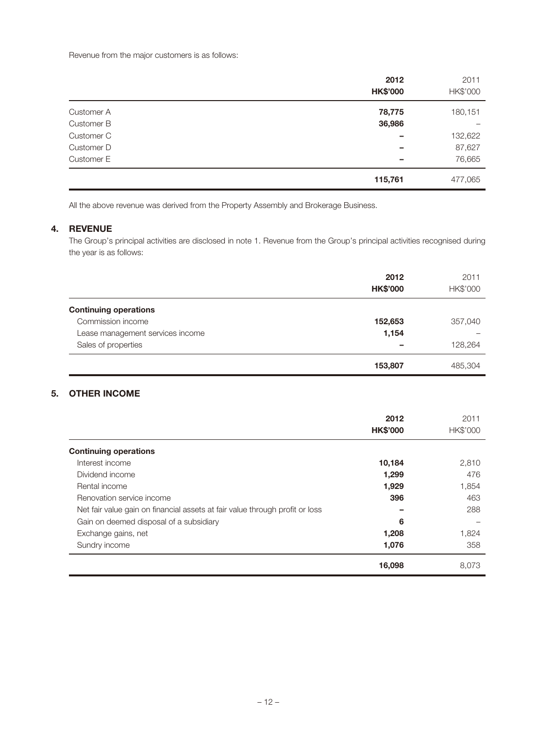Revenue from the major customers is as follows:

| | 2012 | 2011 |
|---|---|---|
| | HK$'000 | HK$'000 |
| Customer A | 78,775 | 180,151 |
| Customer B | 36,986 | – |
| Customer C | – | 132,622 |
| Customer D | – | 87,627 |
| Customer E | – | 76,665 |
| | 115,761 | 477,065 |

All the above revenue was derived from the Property Assembly and Brokerage Business.

## 4. REVENUE

The Group's principal activities are disclosed in note 1. Revenue from the Group's principal activities recognised during the year is as follows:

| | 2012 | 2011 |
|---|---|---|
| | HK$'000 | HK$'000 |
| **Continuing operations** | | |
| Commission income | 152,653 | 357,040 |
| Lease management services income | 1,154 | – |
| Sales of properties | – | 128,264 |
| | 153,807 | 485,304 |

## 5. OTHER INCOME

| | 2012 | 2011 |
|---|---|---|
| | HK$'000 | HK$'000 |
| **Continuing operations** | | |
| Interest income | 10,184 | 2,810 |
| Dividend income | 1,299 | 476 |
| Rental income | 1,929 | 1,854 |
| Renovation service income | 396 | 463 |
| Net fair value gain on financial assets at fair value through profit or loss | – | 288 |
| Gain on deemed disposal of a subsidiary | 6 | – |
| Exchange gains, net | 1,208 | 1,824 |
| Sundry income | 1,076 | 358 |
| | 16,098 | 8,073 |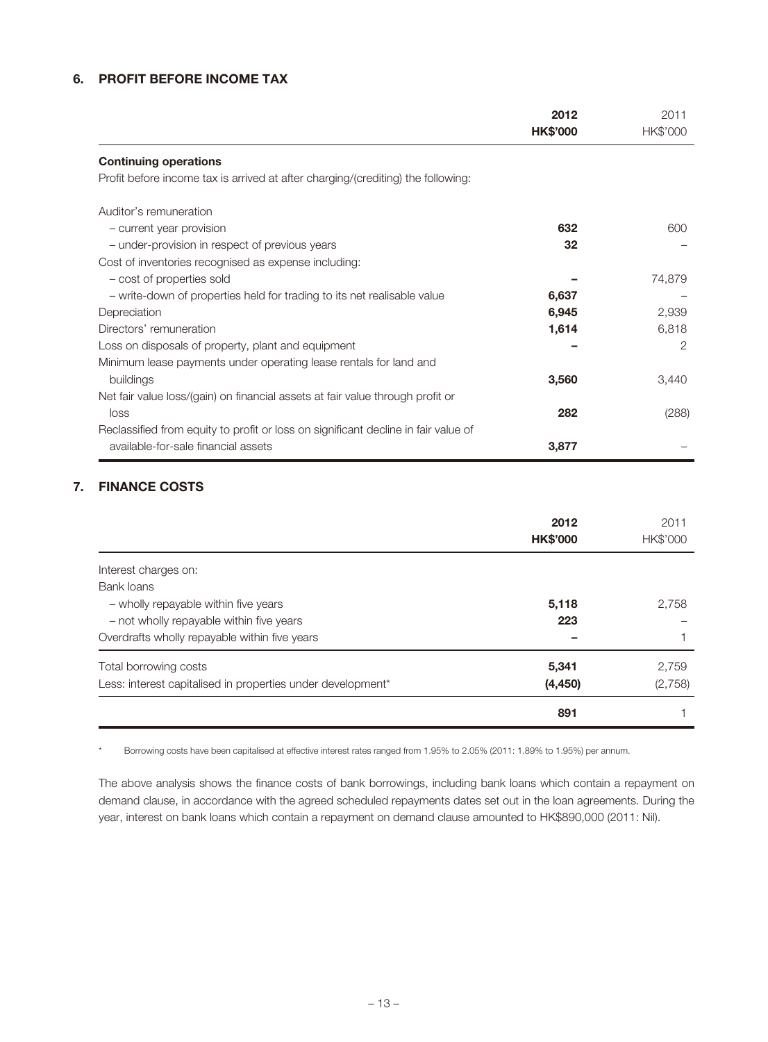## 6. PROFIT BEFORE INCOME TAX

| | 2012 HK$'000 | 2011 HK$'000 |
|---|---|---|
| **Continuing operations** | | |
| Profit before income tax is arrived at after charging/(crediting) the following: | | |
| Auditor's remuneration | | |
| – current year provision | **632** | 600 |
| – under-provision in respect of previous years | **32** | – |
| Cost of inventories recognised as expense including: | | |
| – cost of properties sold | **–** | 74,879 |
| – write-down of properties held for trading to its net realisable value | **6,637** | – |
| Depreciation | **6,945** | 2,939 |
| Directors' remuneration | **1,614** | 6,818 |
| Loss on disposals of property, plant and equipment | **–** | 2 |
| Minimum lease payments under operating lease rentals for land and buildings | **3,560** | 3,440 |
| Net fair value loss/(gain) on financial assets at fair value through profit or loss | **282** | (288) |
| Reclassified from equity to profit or loss on significant decline in fair value of available-for-sale financial assets | **3,877** | – |

## 7. FINANCE COSTS

| | 2012 HK$'000 | 2011 HK$'000 |
|---|---|---|
| Interest charges on: | | |
| Bank loans | | |
| – wholly repayable within five years | **5,118** | 2,758 |
| – not wholly repayable within five years | **223** | – |
| Overdrafts wholly repayable within five years | **–** | 1 |
| Total borrowing costs | **5,341** | 2,759 |
| Less: interest capitalised in properties under development* | **(4,450)** | (2,758) |
| | **891** | 1 |

\* Borrowing costs have been capitalised at effective interest rates ranged from 1.95% to 2.05% (2011: 1.89% to 1.95%) per annum.

The above analysis shows the finance costs of bank borrowings, including bank loans which contain a repayment on demand clause, in accordance with the agreed scheduled repayments dates set out in the loan agreements. During the year, interest on bank loans which contain a repayment on demand clause amounted to HK$890,000 (2011: Nil).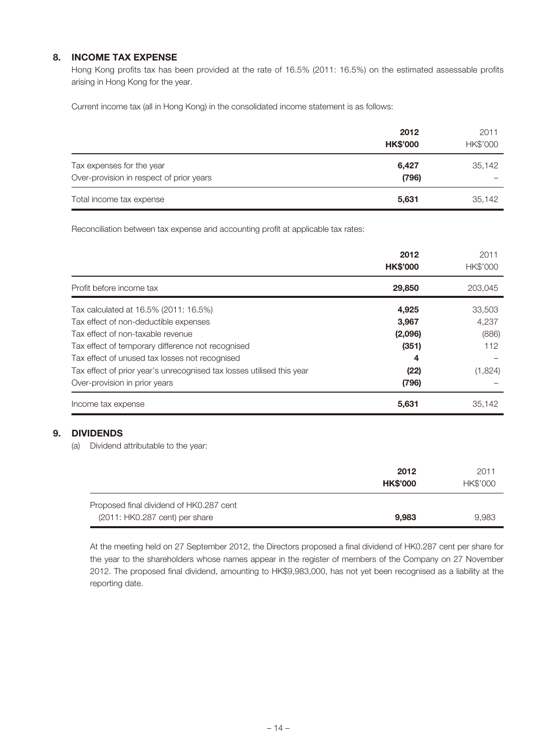## 8. INCOME TAX EXPENSE

Hong Kong profits tax has been provided at the rate of 16.5% (2011: 16.5%) on the estimated assessable profits arising in Hong Kong for the year.

Current income tax (all in Hong Kong) in the consolidated income statement is as follows:

| | **2012** | 2011 |
|---|---|---|
| | **HK$'000** | HK$'000 |
| Tax expenses for the year | **6,427** | 35,142 |
| Over-provision in respect of prior years | **(796)** | – |
| Total income tax expense | **5,631** | 35,142 |

Reconciliation between tax expense and accounting profit at applicable tax rates:

| | **2012** | 2011 |
|---|---|---|
| | **HK$'000** | HK$'000 |
| Profit before income tax | **29,850** | 203,045 |
| Tax calculated at 16.5% (2011: 16.5%) | **4,925** | 33,503 |
| Tax effect of non-deductible expenses | **3,967** | 4,237 |
| Tax effect of non-taxable revenue | **(2,096)** | (886) |
| Tax effect of temporary difference not recognised | **(351)** | 112 |
| Tax effect of unused tax losses not recognised | **4** | – |
| Tax effect of prior year's unrecognised tax losses utilised this year | **(22)** | (1,824) |
| Over-provision in prior years | **(796)** | – |
| Income tax expense | **5,631** | 35,142 |

## 9. DIVIDENDS

(a) Dividend attributable to the year:

| | **2012** | 2011 |
|---|---|---|
| | **HK$'000** | HK$'000 |
| Proposed final dividend of HK0.287 cent (2011: HK0.287 cent) per share | **9,983** | 9,983 |

At the meeting held on 27 September 2012, the Directors proposed a final dividend of HK0.287 cent per share for the year to the shareholders whose names appear in the register of members of the Company on 27 November 2012. The proposed final dividend, amounting to HK$9,983,000, has not yet been recognised as a liability at the reporting date.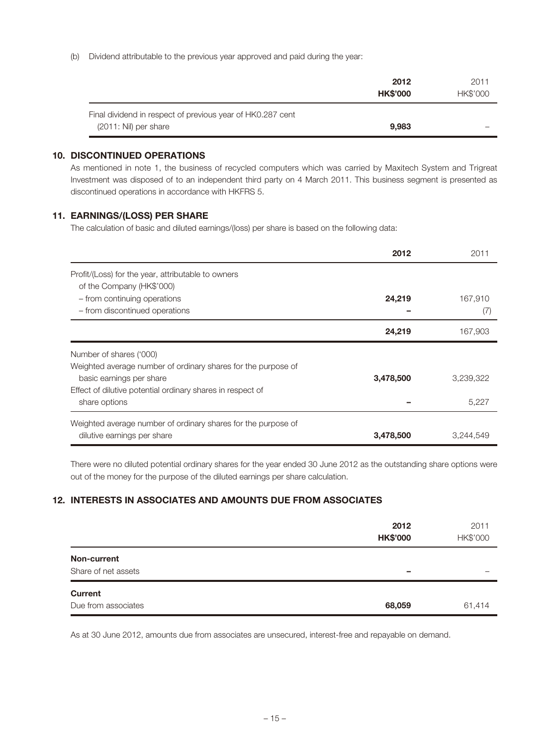(b) Dividend attributable to the previous year approved and paid during the year:

| | 2012 HK$'000 | 2011 HK$'000 |
|---|---|---|
| Final dividend in respect of previous year of HK0.287 cent (2011: Nil) per share | **9,983** | – |

## 10. DISCONTINUED OPERATIONS

As mentioned in note 1, the business of recycled computers which was carried by Maxitech System and Trigreat Investment was disposed of to an independent third party on 4 March 2011. This business segment is presented as discontinued operations in accordance with HKFRS 5.

## 11. EARNINGS/(LOSS) PER SHARE

The calculation of basic and diluted earnings/(loss) per share is based on the following data:

| | 2012 | 2011 |
|---|---|---|
| Profit/(Loss) for the year, attributable to owners of the Company (HK$'000) | | |
| – from continuing operations | **24,219** | 167,910 |
| – from discontinued operations | **–** | (7) |
| | **24,219** | 167,903 |
| Number of shares ('000) | | |
| Weighted average number of ordinary shares for the purpose of basic earnings per share | **3,478,500** | 3,239,322 |
| Effect of dilutive potential ordinary shares in respect of share options | **–** | 5,227 |
| Weighted average number of ordinary shares for the purpose of dilutive earnings per share | **3,478,500** | 3,244,549 |

There were no diluted potential ordinary shares for the year ended 30 June 2012 as the outstanding share options were out of the money for the purpose of the diluted earnings per share calculation.

## 12. INTERESTS IN ASSOCIATES AND AMOUNTS DUE FROM ASSOCIATES

| | 2012 HK$'000 | 2011 HK$'000 |
|---|---|---|
| **Non-current** | | |
| Share of net assets | **–** | – |
| **Current** | | |
| Due from associates | **68,059** | 61,414 |

As at 30 June 2012, amounts due from associates are unsecured, interest-free and repayable on demand.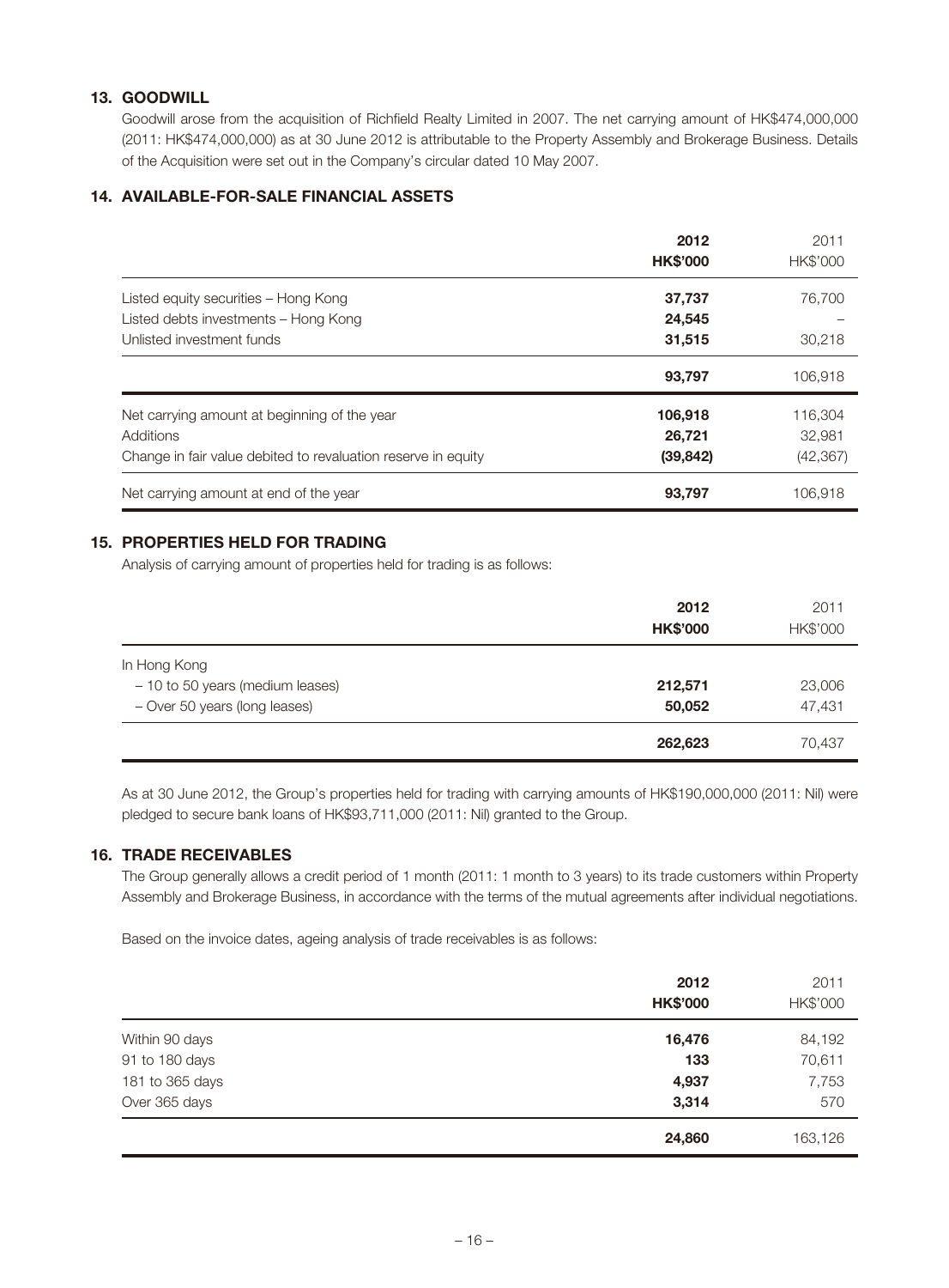## 13. GOODWILL

Goodwill arose from the acquisition of Richfield Realty Limited in 2007. The net carrying amount of HK$474,000,000 (2011: HK$474,000,000) as at 30 June 2012 is attributable to the Property Assembly and Brokerage Business. Details of the Acquisition were set out in the Company's circular dated 10 May 2007.

## 14. AVAILABLE-FOR-SALE FINANCIAL ASSETS

| | 2012<br>HK$'000 | 2011<br>HK$'000 |
|---|---|---|
| Listed equity securities – Hong Kong | **37,737** | 76,700 |
| Listed debts investments – Hong Kong | **24,545** | – |
| Unlisted investment funds | **31,515** | 30,218 |
| | **93,797** | 106,918 |
| Net carrying amount at beginning of the year | **106,918** | 116,304 |
| Additions | **26,721** | 32,981 |
| Change in fair value debited to revaluation reserve in equity | **(39,842)** | (42,367) |
| Net carrying amount at end of the year | **93,797** | 106,918 |

## 15. PROPERTIES HELD FOR TRADING

Analysis of carrying amount of properties held for trading is as follows:

| | 2012<br>HK$'000 | 2011<br>HK$'000 |
|---|---|---|
| In Hong Kong | | |
| – 10 to 50 years (medium leases) | **212,571** | 23,006 |
| – Over 50 years (long leases) | **50,052** | 47,431 |
| | **262,623** | 70,437 |

As at 30 June 2012, the Group's properties held for trading with carrying amounts of HK$190,000,000 (2011: Nil) were pledged to secure bank loans of HK$93,711,000 (2011: Nil) granted to the Group.

## 16. TRADE RECEIVABLES

The Group generally allows a credit period of 1 month (2011: 1 month to 3 years) to its trade customers within Property Assembly and Brokerage Business, in accordance with the terms of the mutual agreements after individual negotiations.

Based on the invoice dates, ageing analysis of trade receivables is as follows:

| | 2012<br>HK$'000 | 2011<br>HK$'000 |
|---|---|---|
| Within 90 days | **16,476** | 84,192 |
| 91 to 180 days | **133** | 70,611 |
| 181 to 365 days | **4,937** | 7,753 |
| Over 365 days | **3,314** | 570 |
| | **24,860** | 163,126 |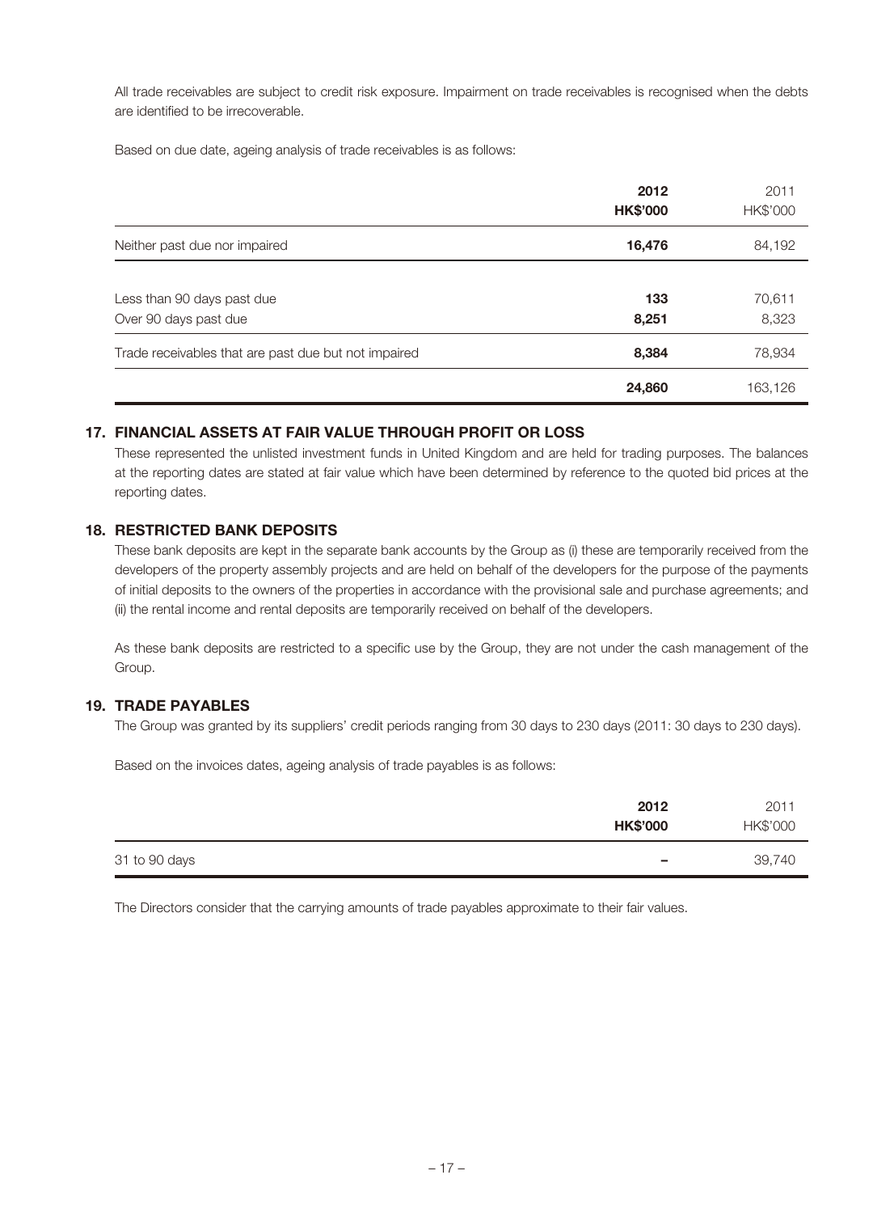All trade receivables are subject to credit risk exposure. Impairment on trade receivables is recognised when the debts are identified to be irrecoverable.

Based on due date, ageing analysis of trade receivables is as follows:

| | **2012** | 2011 |
|---|---|---|
| | **HK$'000** | HK$'000 |
| Neither past due nor impaired | **16,476** | 84,192 |
| Less than 90 days past due | **133** | 70,611 |
| Over 90 days past due | **8,251** | 8,323 |
| Trade receivables that are past due but not impaired | **8,384** | 78,934 |
| | **24,860** | 163,126 |

## 17. FINANCIAL ASSETS AT FAIR VALUE THROUGH PROFIT OR LOSS

These represented the unlisted investment funds in United Kingdom and are held for trading purposes. The balances at the reporting dates are stated at fair value which have been determined by reference to the quoted bid prices at the reporting dates.

## 18. RESTRICTED BANK DEPOSITS

These bank deposits are kept in the separate bank accounts by the Group as (i) these are temporarily received from the developers of the property assembly projects and are held on behalf of the developers for the purpose of the payments of initial deposits to the owners of the properties in accordance with the provisional sale and purchase agreements; and (ii) the rental income and rental deposits are temporarily received on behalf of the developers.

As these bank deposits are restricted to a specific use by the Group, they are not under the cash management of the Group.

## 19. TRADE PAYABLES

The Group was granted by its suppliers' credit periods ranging from 30 days to 230 days (2011: 30 days to 230 days).

Based on the invoices dates, ageing analysis of trade payables is as follows:

| | **2012** | 2011 |
|---|---|---|
| | **HK$'000** | HK$'000 |
| 31 to 90 days | **–** | 39,740 |

The Directors consider that the carrying amounts of trade payables approximate to their fair values.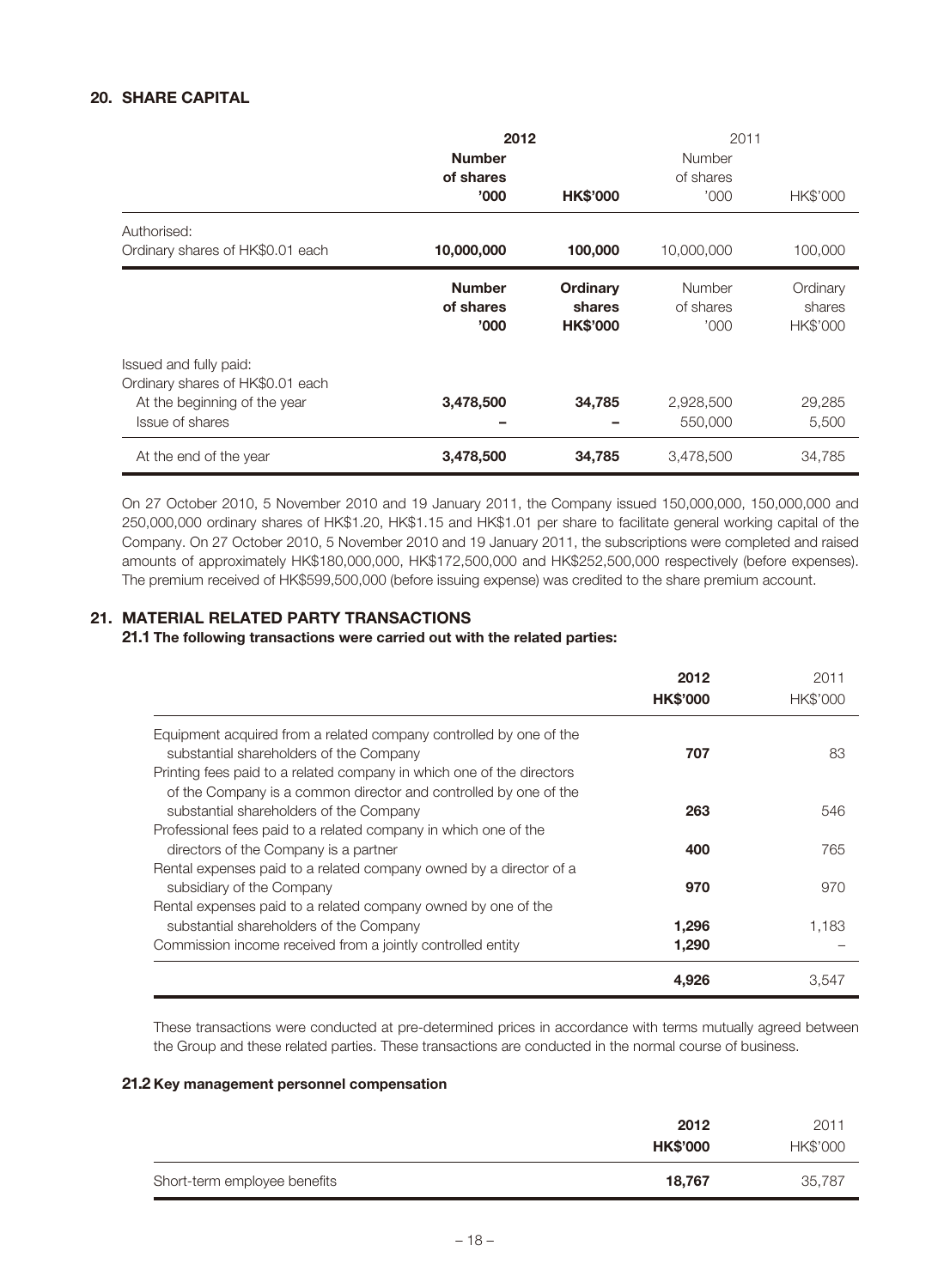## 20. SHARE CAPITAL

| | 2012 | | 2011 | |
|---|---|---|---|---|
| | **Number of shares '000** | **HK$'000** | Number of shares '000 | HK$'000 |
| Authorised: | | | | |
| Ordinary shares of HK$0.01 each | **10,000,000** | **100,000** | 10,000,000 | 100,000 |

| | **Number of shares '000** | **Ordinary shares HK$'000** | Number of shares '000 | Ordinary shares HK$'000 |
|---|---|---|---|---|
| Issued and fully paid: | | | | |
| Ordinary shares of HK$0.01 each | | | | |
| At the beginning of the year | **3,478,500** | **34,785** | 2,928,500 | 29,285 |
| Issue of shares | **–** | **–** | 550,000 | 5,500 |
| At the end of the year | **3,478,500** | **34,785** | 3,478,500 | 34,785 |

On 27 October 2010, 5 November 2010 and 19 January 2011, the Company issued 150,000,000, 150,000,000 and 250,000,000 ordinary shares of HK$1.20, HK$1.15 and HK$1.01 per share to facilitate general working capital of the Company. On 27 October 2010, 5 November 2010 and 19 January 2011, the subscriptions were completed and raised amounts of approximately HK$180,000,000, HK$172,500,000 and HK$252,500,000 respectively (before expenses). The premium received of HK$599,500,000 (before issuing expense) was credited to the share premium account.

## 21. MATERIAL RELATED PARTY TRANSACTIONS

### 21.1 The following transactions were carried out with the related parties:

| | **2012 HK$'000** | 2011 HK$'000 |
|---|---|---|
| Equipment acquired from a related company controlled by one of the substantial shareholders of the Company | **707** | 83 |
| Printing fees paid to a related company in which one of the directors of the Company is a common director and controlled by one of the substantial shareholders of the Company | **263** | 546 |
| Professional fees paid to a related company in which one of the directors of the Company is a partner | **400** | 765 |
| Rental expenses paid to a related company owned by a director of a subsidiary of the Company | **970** | 970 |
| Rental expenses paid to a related company owned by one of the substantial shareholders of the Company | **1,296** | 1,183 |
| Commission income received from a jointly controlled entity | **1,290** | – |
| | **4,926** | 3,547 |

These transactions were conducted at pre-determined prices in accordance with terms mutually agreed between the Group and these related parties. These transactions are conducted in the normal course of business.

### 21.2 Key management personnel compensation

| | **2012 HK$'000** | 2011 HK$'000 |
|---|---|---|
| Short-term employee benefits | **18,767** | 35,787 |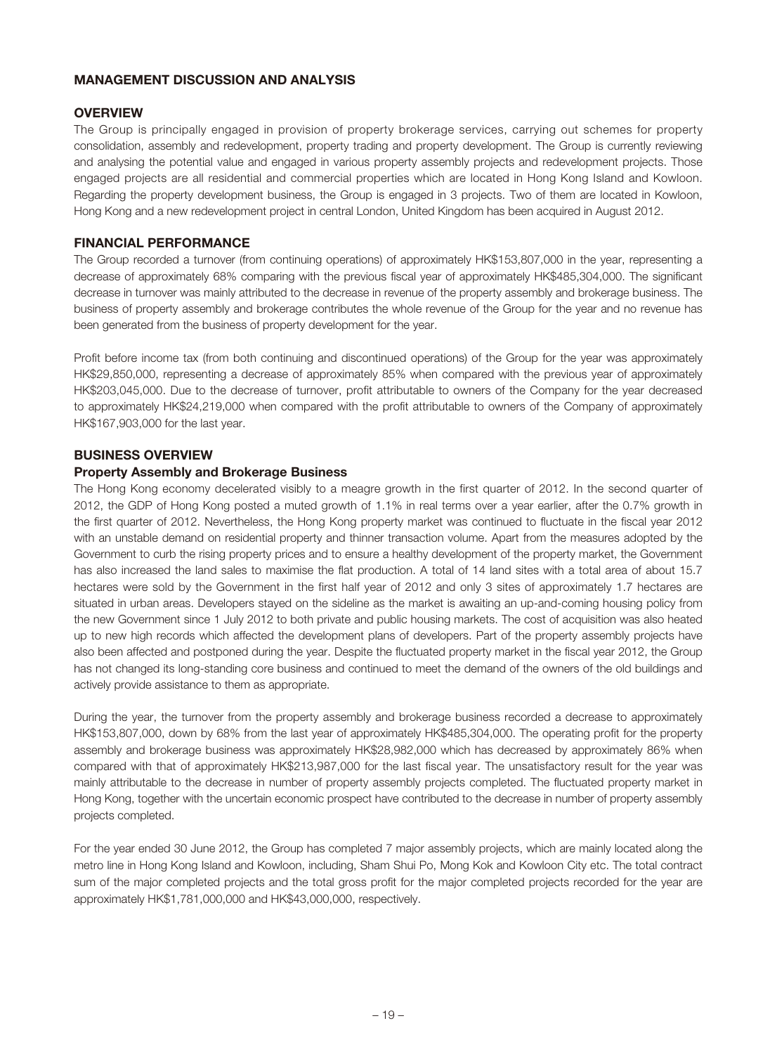## MANAGEMENT DISCUSSION AND ANALYSIS

### OVERVIEW

The Group is principally engaged in provision of property brokerage services, carrying out schemes for property consolidation, assembly and redevelopment, property trading and property development. The Group is currently reviewing and analysing the potential value and engaged in various property assembly projects and redevelopment projects. Those engaged projects are all residential and commercial properties which are located in Hong Kong Island and Kowloon. Regarding the property development business, the Group is engaged in 3 projects. Two of them are located in Kowloon, Hong Kong and a new redevelopment project in central London, United Kingdom has been acquired in August 2012.

### FINANCIAL PERFORMANCE

The Group recorded a turnover (from continuing operations) of approximately HK$153,807,000 in the year, representing a decrease of approximately 68% comparing with the previous fiscal year of approximately HK$485,304,000. The significant decrease in turnover was mainly attributed to the decrease in revenue of the property assembly and brokerage business. The business of property assembly and brokerage contributes the whole revenue of the Group for the year and no revenue has been generated from the business of property development for the year.

Profit before income tax (from both continuing and discontinued operations) of the Group for the year was approximately HK$29,850,000, representing a decrease of approximately 85% when compared with the previous year of approximately HK$203,045,000. Due to the decrease of turnover, profit attributable to owners of the Company for the year decreased to approximately HK$24,219,000 when compared with the profit attributable to owners of the Company of approximately HK$167,903,000 for the last year.

### BUSINESS OVERVIEW

#### Property Assembly and Brokerage Business

The Hong Kong economy decelerated visibly to a meagre growth in the first quarter of 2012. In the second quarter of 2012, the GDP of Hong Kong posted a muted growth of 1.1% in real terms over a year earlier, after the 0.7% growth in the first quarter of 2012. Nevertheless, the Hong Kong property market was continued to fluctuate in the fiscal year 2012 with an unstable demand on residential property and thinner transaction volume. Apart from the measures adopted by the Government to curb the rising property prices and to ensure a healthy development of the property market, the Government has also increased the land sales to maximise the flat production. A total of 14 land sites with a total area of about 15.7 hectares were sold by the Government in the first half year of 2012 and only 3 sites of approximately 1.7 hectares are situated in urban areas. Developers stayed on the sideline as the market is awaiting an up-and-coming housing policy from the new Government since 1 July 2012 to both private and public housing markets. The cost of acquisition was also heated up to new high records which affected the development plans of developers. Part of the property assembly projects have also been affected and postponed during the year. Despite the fluctuated property market in the fiscal year 2012, the Group has not changed its long-standing core business and continued to meet the demand of the owners of the old buildings and actively provide assistance to them as appropriate.

During the year, the turnover from the property assembly and brokerage business recorded a decrease to approximately HK$153,807,000, down by 68% from the last year of approximately HK$485,304,000. The operating profit for the property assembly and brokerage business was approximately HK$28,982,000 which has decreased by approximately 86% when compared with that of approximately HK$213,987,000 for the last fiscal year. The unsatisfactory result for the year was mainly attributable to the decrease in number of property assembly projects completed. The fluctuated property market in Hong Kong, together with the uncertain economic prospect have contributed to the decrease in number of property assembly projects completed.

For the year ended 30 June 2012, the Group has completed 7 major assembly projects, which are mainly located along the metro line in Hong Kong Island and Kowloon, including, Sham Shui Po, Mong Kok and Kowloon City etc. The total contract sum of the major completed projects and the total gross profit for the major completed projects recorded for the year are approximately HK$1,781,000,000 and HK$43,000,000, respectively.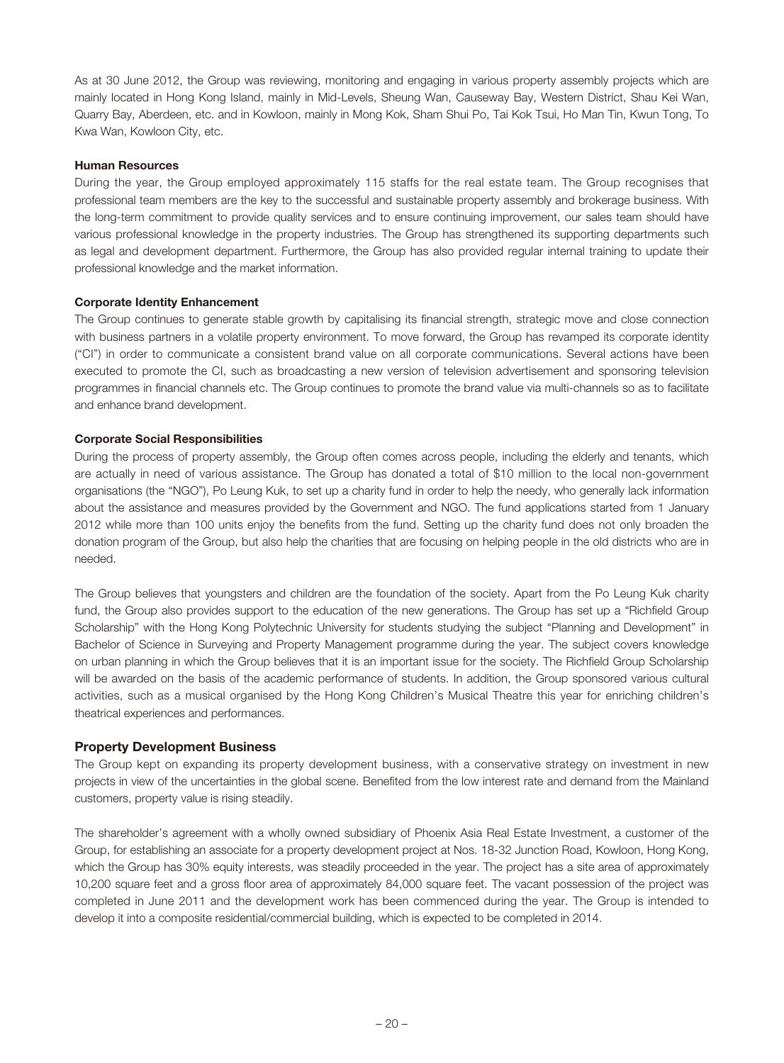As at 30 June 2012, the Group was reviewing, monitoring and engaging in various property assembly projects which are mainly located in Hong Kong Island, mainly in Mid-Levels, Sheung Wan, Causeway Bay, Western District, Shau Kei Wan, Quarry Bay, Aberdeen, etc. and in Kowloon, mainly in Mong Kok, Sham Shui Po, Tai Kok Tsui, Ho Man Tin, Kwun Tong, To Kwa Wan, Kowloon City, etc.

**Human Resources**

During the year, the Group employed approximately 115 staffs for the real estate team. The Group recognises that professional team members are the key to the successful and sustainable property assembly and brokerage business. With the long-term commitment to provide quality services and to ensure continuing improvement, our sales team should have various professional knowledge in the property industries. The Group has strengthened its supporting departments such as legal and development department. Furthermore, the Group has also provided regular internal training to update their professional knowledge and the market information.

**Corporate Identity Enhancement**

The Group continues to generate stable growth by capitalising its financial strength, strategic move and close connection with business partners in a volatile property environment. To move forward, the Group has revamped its corporate identity ("CI") in order to communicate a consistent brand value on all corporate communications. Several actions have been executed to promote the CI, such as broadcasting a new version of television advertisement and sponsoring television programmes in financial channels etc. The Group continues to promote the brand value via multi-channels so as to facilitate and enhance brand development.

**Corporate Social Responsibilities**

During the process of property assembly, the Group often comes across people, including the elderly and tenants, which are actually in need of various assistance. The Group has donated a total of $10 million to the local non-government organisations (the "NGO"), Po Leung Kuk, to set up a charity fund in order to help the needy, who generally lack information about the assistance and measures provided by the Government and NGO. The fund applications started from 1 January 2012 while more than 100 units enjoy the benefits from the fund. Setting up the charity fund does not only broaden the donation program of the Group, but also help the charities that are focusing on helping people in the old districts who are in needed.

The Group believes that youngsters and children are the foundation of the society. Apart from the Po Leung Kuk charity fund, the Group also provides support to the education of the new generations. The Group has set up a "Richfield Group Scholarship" with the Hong Kong Polytechnic University for students studying the subject "Planning and Development" in Bachelor of Science in Surveying and Property Management programme during the year. The subject covers knowledge on urban planning in which the Group believes that it is an important issue for the society. The Richfield Group Scholarship will be awarded on the basis of the academic performance of students. In addition, the Group sponsored various cultural activities, such as a musical organised by the Hong Kong Children's Musical Theatre this year for enriching children's theatrical experiences and performances.

## Property Development Business

The Group kept on expanding its property development business, with a conservative strategy on investment in new projects in view of the uncertainties in the global scene. Benefited from the low interest rate and demand from the Mainland customers, property value is rising steadily.

The shareholder's agreement with a wholly owned subsidiary of Phoenix Asia Real Estate Investment, a customer of the Group, for establishing an associate for a property development project at Nos. 18-32 Junction Road, Kowloon, Hong Kong, which the Group has 30% equity interests, was steadily proceeded in the year. The project has a site area of approximately 10,200 square feet and a gross floor area of approximately 84,000 square feet. The vacant possession of the project was completed in June 2011 and the development work has been commenced during the year. The Group is intended to develop it into a composite residential/commercial building, which is expected to be completed in 2014.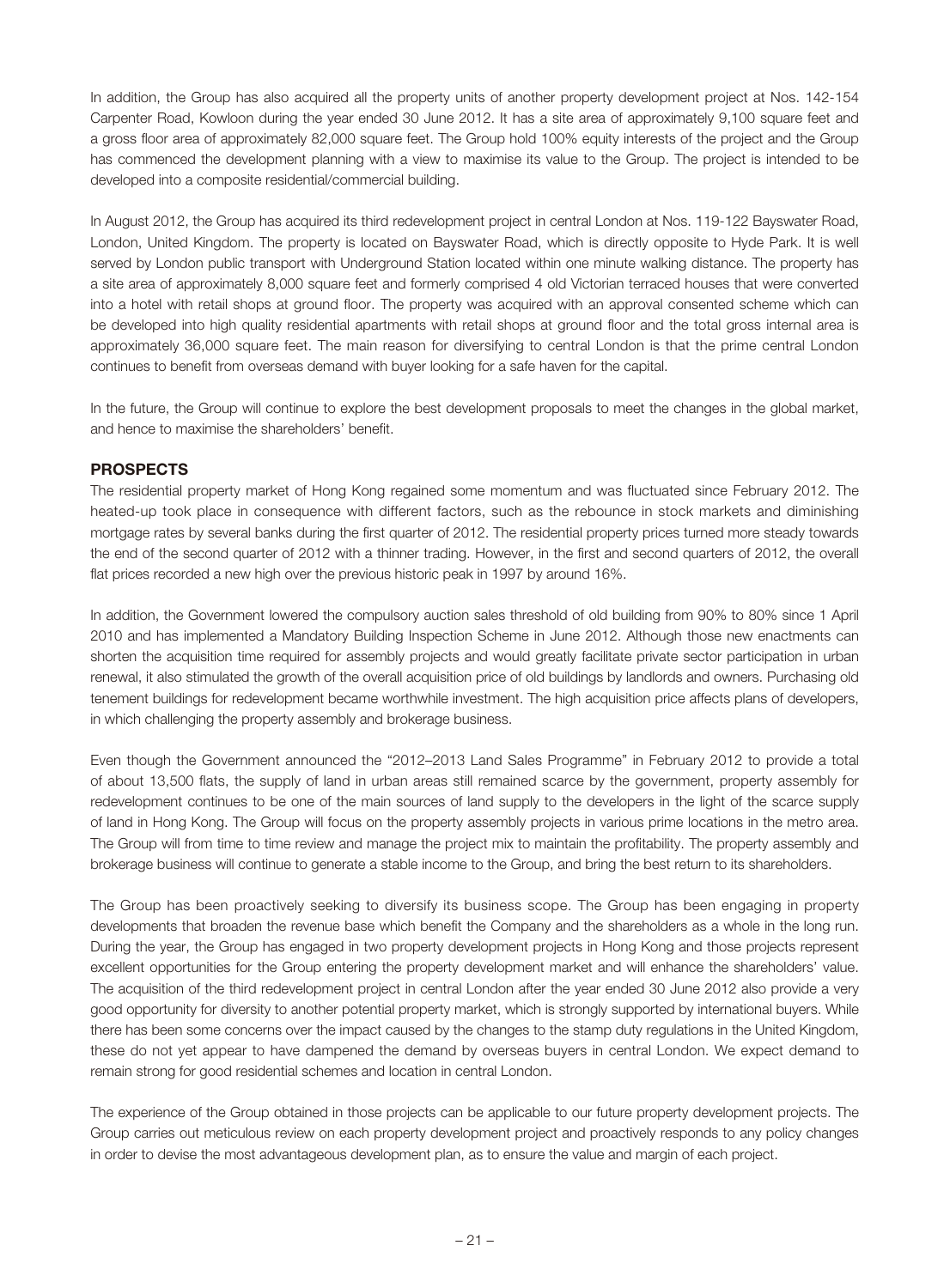In addition, the Group has also acquired all the property units of another property development project at Nos. 142-154 Carpenter Road, Kowloon during the year ended 30 June 2012. It has a site area of approximately 9,100 square feet and a gross floor area of approximately 82,000 square feet. The Group hold 100% equity interests of the project and the Group has commenced the development planning with a view to maximise its value to the Group. The project is intended to be developed into a composite residential/commercial building.

In August 2012, the Group has acquired its third redevelopment project in central London at Nos. 119-122 Bayswater Road, London, United Kingdom. The property is located on Bayswater Road, which is directly opposite to Hyde Park. It is well served by London public transport with Underground Station located within one minute walking distance. The property has a site area of approximately 8,000 square feet and formerly comprised 4 old Victorian terraced houses that were converted into a hotel with retail shops at ground floor. The property was acquired with an approval consented scheme which can be developed into high quality residential apartments with retail shops at ground floor and the total gross internal area is approximately 36,000 square feet. The main reason for diversifying to central London is that the prime central London continues to benefit from overseas demand with buyer looking for a safe haven for the capital.

In the future, the Group will continue to explore the best development proposals to meet the changes in the global market, and hence to maximise the shareholders' benefit.

## PROSPECTS

The residential property market of Hong Kong regained some momentum and was fluctuated since February 2012. The heated-up took place in consequence with different factors, such as the rebounce in stock markets and diminishing mortgage rates by several banks during the first quarter of 2012. The residential property prices turned more steady towards the end of the second quarter of 2012 with a thinner trading. However, in the first and second quarters of 2012, the overall flat prices recorded a new high over the previous historic peak in 1997 by around 16%.

In addition, the Government lowered the compulsory auction sales threshold of old building from 90% to 80% since 1 April 2010 and has implemented a Mandatory Building Inspection Scheme in June 2012. Although those new enactments can shorten the acquisition time required for assembly projects and would greatly facilitate private sector participation in urban renewal, it also stimulated the growth of the overall acquisition price of old buildings by landlords and owners. Purchasing old tenement buildings for redevelopment became worthwhile investment. The high acquisition price affects plans of developers, in which challenging the property assembly and brokerage business.

Even though the Government announced the "2012–2013 Land Sales Programme" in February 2012 to provide a total of about 13,500 flats, the supply of land in urban areas still remained scarce by the government, property assembly for redevelopment continues to be one of the main sources of land supply to the developers in the light of the scarce supply of land in Hong Kong. The Group will focus on the property assembly projects in various prime locations in the metro area. The Group will from time to time review and manage the project mix to maintain the profitability. The property assembly and brokerage business will continue to generate a stable income to the Group, and bring the best return to its shareholders.

The Group has been proactively seeking to diversify its business scope. The Group has been engaging in property developments that broaden the revenue base which benefit the Company and the shareholders as a whole in the long run. During the year, the Group has engaged in two property development projects in Hong Kong and those projects represent excellent opportunities for the Group entering the property development market and will enhance the shareholders' value. The acquisition of the third redevelopment project in central London after the year ended 30 June 2012 also provide a very good opportunity for diversity to another potential property market, which is strongly supported by international buyers. While there has been some concerns over the impact caused by the changes to the stamp duty regulations in the United Kingdom, these do not yet appear to have dampened the demand by overseas buyers in central London. We expect demand to remain strong for good residential schemes and location in central London.

The experience of the Group obtained in those projects can be applicable to our future property development projects. The Group carries out meticulous review on each property development project and proactively responds to any policy changes in order to devise the most advantageous development plan, as to ensure the value and margin of each project.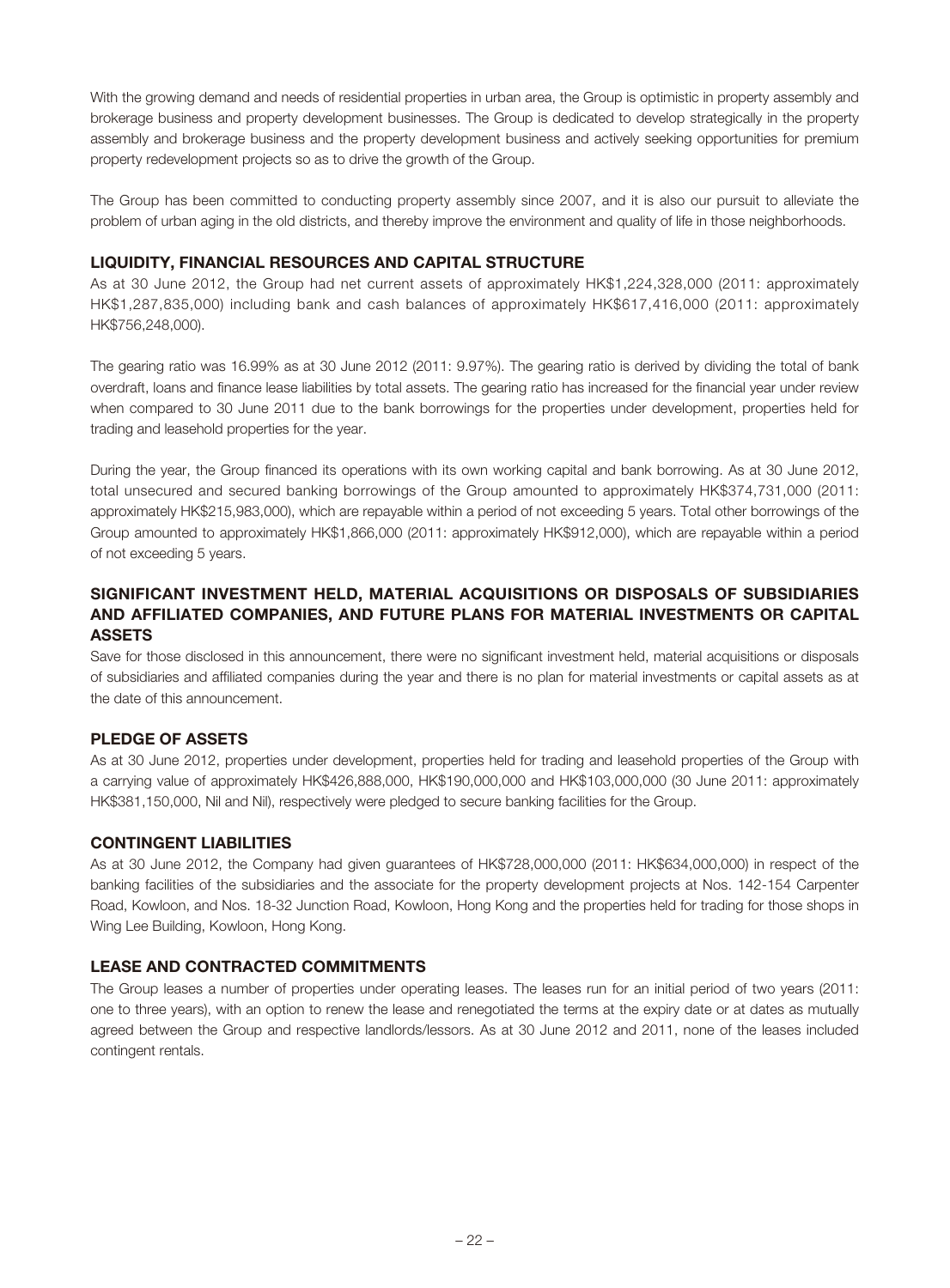With the growing demand and needs of residential properties in urban area, the Group is optimistic in property assembly and brokerage business and property development businesses. The Group is dedicated to develop strategically in the property assembly and brokerage business and the property development business and actively seeking opportunities for premium property redevelopment projects so as to drive the growth of the Group.

The Group has been committed to conducting property assembly since 2007, and it is also our pursuit to alleviate the problem of urban aging in the old districts, and thereby improve the environment and quality of life in those neighborhoods.

## LIQUIDITY, FINANCIAL RESOURCES AND CAPITAL STRUCTURE

As at 30 June 2012, the Group had net current assets of approximately HK$1,224,328,000 (2011: approximately HK$1,287,835,000) including bank and cash balances of approximately HK$617,416,000 (2011: approximately HK$756,248,000).

The gearing ratio was 16.99% as at 30 June 2012 (2011: 9.97%). The gearing ratio is derived by dividing the total of bank overdraft, loans and finance lease liabilities by total assets. The gearing ratio has increased for the financial year under review when compared to 30 June 2011 due to the bank borrowings for the properties under development, properties held for trading and leasehold properties for the year.

During the year, the Group financed its operations with its own working capital and bank borrowing. As at 30 June 2012, total unsecured and secured banking borrowings of the Group amounted to approximately HK$374,731,000 (2011: approximately HK$215,983,000), which are repayable within a period of not exceeding 5 years. Total other borrowings of the Group amounted to approximately HK$1,866,000 (2011: approximately HK$912,000), which are repayable within a period of not exceeding 5 years.

## SIGNIFICANT INVESTMENT HELD, MATERIAL ACQUISITIONS OR DISPOSALS OF SUBSIDIARIES AND AFFILIATED COMPANIES, AND FUTURE PLANS FOR MATERIAL INVESTMENTS OR CAPITAL ASSETS

Save for those disclosed in this announcement, there were no significant investment held, material acquisitions or disposals of subsidiaries and affiliated companies during the year and there is no plan for material investments or capital assets as at the date of this announcement.

## PLEDGE OF ASSETS

As at 30 June 2012, properties under development, properties held for trading and leasehold properties of the Group with a carrying value of approximately HK$426,888,000, HK$190,000,000 and HK$103,000,000 (30 June 2011: approximately HK$381,150,000, Nil and Nil), respectively were pledged to secure banking facilities for the Group.

## CONTINGENT LIABILITIES

As at 30 June 2012, the Company had given guarantees of HK$728,000,000 (2011: HK$634,000,000) in respect of the banking facilities of the subsidiaries and the associate for the property development projects at Nos. 142-154 Carpenter Road, Kowloon, and Nos. 18-32 Junction Road, Kowloon, Hong Kong and the properties held for trading for those shops in Wing Lee Building, Kowloon, Hong Kong.

## LEASE AND CONTRACTED COMMITMENTS

The Group leases a number of properties under operating leases. The leases run for an initial period of two years (2011: one to three years), with an option to renew the lease and renegotiated the terms at the expiry date or at dates as mutually agreed between the Group and respective landlords/lessors. As at 30 June 2012 and 2011, none of the leases included contingent rentals.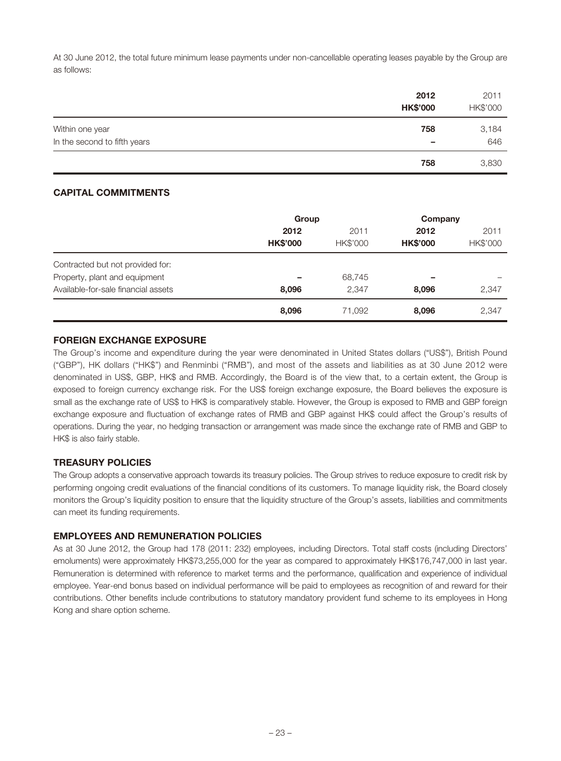At 30 June 2012, the total future minimum lease payments under non-cancellable operating leases payable by the Group are as follows:

| | 2012<br>HK$'000 | 2011<br>HK$'000 |
|---|---|---|
| Within one year | **758** | 3,184 |
| In the second to fifth years | **–** | 646 |
| | **758** | 3,830 |

## CAPITAL COMMITMENTS

| | Group | | Company | |
|---|---|---|---|---|
| | **2012**<br>**HK$'000** | 2011<br>HK$'000 | **2012**<br>**HK$'000** | 2011<br>HK$'000 |
| Contracted but not provided for: | | | | |
| Property, plant and equipment | **–** | 68,745 | **–** | – |
| Available-for-sale financial assets | **8,096** | 2,347 | **8,096** | 2,347 |
| | **8,096** | 71,092 | **8,096** | 2,347 |

## FOREIGN EXCHANGE EXPOSURE

The Group's income and expenditure during the year were denominated in United States dollars ("US$"), British Pound ("GBP"), HK dollars ("HK$") and Renminbi ("RMB"), and most of the assets and liabilities as at 30 June 2012 were denominated in US$, GBP, HK$ and RMB. Accordingly, the Board is of the view that, to a certain extent, the Group is exposed to foreign currency exchange risk. For the US$ foreign exchange exposure, the Board believes the exposure is small as the exchange rate of US$ to HK$ is comparatively stable. However, the Group is exposed to RMB and GBP foreign exchange exposure and fluctuation of exchange rates of RMB and GBP against HK$ could affect the Group's results of operations. During the year, no hedging transaction or arrangement was made since the exchange rate of RMB and GBP to HK$ is also fairly stable.

## TREASURY POLICIES

The Group adopts a conservative approach towards its treasury policies. The Group strives to reduce exposure to credit risk by performing ongoing credit evaluations of the financial conditions of its customers. To manage liquidity risk, the Board closely monitors the Group's liquidity position to ensure that the liquidity structure of the Group's assets, liabilities and commitments can meet its funding requirements.

## EMPLOYEES AND REMUNERATION POLICIES

As at 30 June 2012, the Group had 178 (2011: 232) employees, including Directors. Total staff costs (including Directors' emoluments) were approximately HK$73,255,000 for the year as compared to approximately HK$176,747,000 in last year. Remuneration is determined with reference to market terms and the performance, qualification and experience of individual employee. Year-end bonus based on individual performance will be paid to employees as recognition of and reward for their contributions. Other benefits include contributions to statutory mandatory provident fund scheme to its employees in Hong Kong and share option scheme.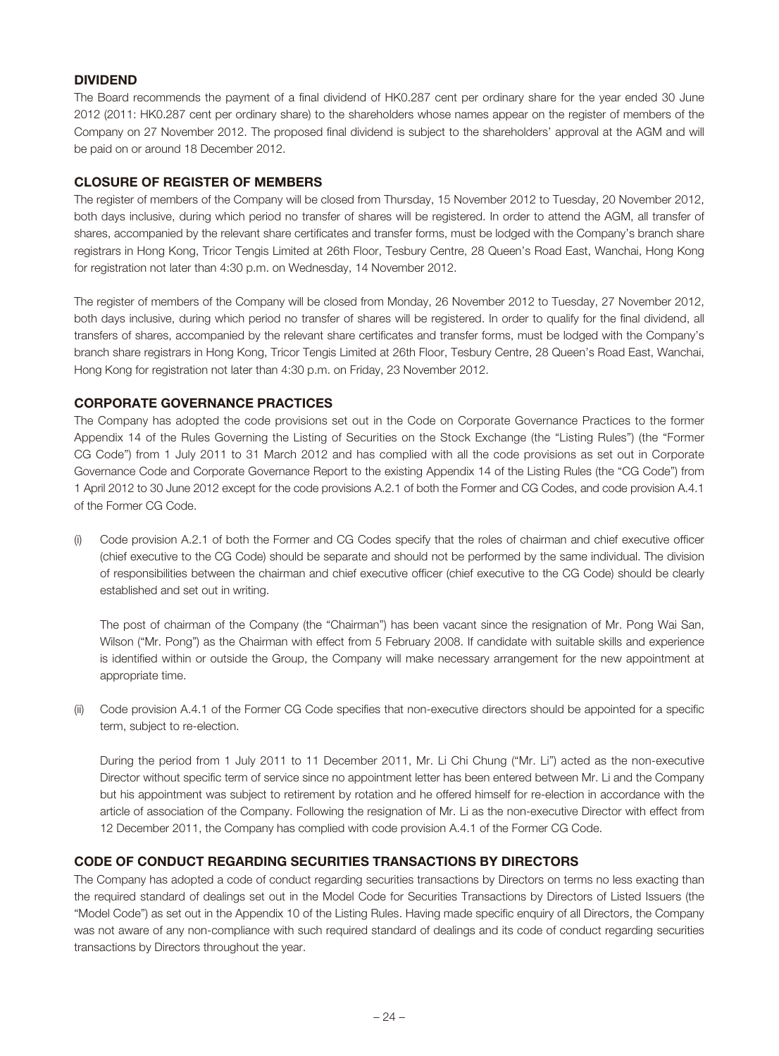## DIVIDEND

The Board recommends the payment of a final dividend of HK0.287 cent per ordinary share for the year ended 30 June 2012 (2011: HK0.287 cent per ordinary share) to the shareholders whose names appear on the register of members of the Company on 27 November 2012. The proposed final dividend is subject to the shareholders' approval at the AGM and will be paid on or around 18 December 2012.

## CLOSURE OF REGISTER OF MEMBERS

The register of members of the Company will be closed from Thursday, 15 November 2012 to Tuesday, 20 November 2012, both days inclusive, during which period no transfer of shares will be registered. In order to attend the AGM, all transfer of shares, accompanied by the relevant share certificates and transfer forms, must be lodged with the Company's branch share registrars in Hong Kong, Tricor Tengis Limited at 26th Floor, Tesbury Centre, 28 Queen's Road East, Wanchai, Hong Kong for registration not later than 4:30 p.m. on Wednesday, 14 November 2012.

The register of members of the Company will be closed from Monday, 26 November 2012 to Tuesday, 27 November 2012, both days inclusive, during which period no transfer of shares will be registered. In order to qualify for the final dividend, all transfers of shares, accompanied by the relevant share certificates and transfer forms, must be lodged with the Company's branch share registrars in Hong Kong, Tricor Tengis Limited at 26th Floor, Tesbury Centre, 28 Queen's Road East, Wanchai, Hong Kong for registration not later than 4:30 p.m. on Friday, 23 November 2012.

## CORPORATE GOVERNANCE PRACTICES

The Company has adopted the code provisions set out in the Code on Corporate Governance Practices to the former Appendix 14 of the Rules Governing the Listing of Securities on the Stock Exchange (the "Listing Rules") (the "Former CG Code") from 1 July 2011 to 31 March 2012 and has complied with all the code provisions as set out in Corporate Governance Code and Corporate Governance Report to the existing Appendix 14 of the Listing Rules (the "CG Code") from 1 April 2012 to 30 June 2012 except for the code provisions A.2.1 of both the Former and CG Codes, and code provision A.4.1 of the Former CG Code.

(i) Code provision A.2.1 of both the Former and CG Codes specify that the roles of chairman and chief executive officer (chief executive to the CG Code) should be separate and should not be performed by the same individual. The division of responsibilities between the chairman and chief executive officer (chief executive to the CG Code) should be clearly established and set out in writing.

   The post of chairman of the Company (the "Chairman") has been vacant since the resignation of Mr. Pong Wai San, Wilson ("Mr. Pong") as the Chairman with effect from 5 February 2008. If candidate with suitable skills and experience is identified within or outside the Group, the Company will make necessary arrangement for the new appointment at appropriate time.

(ii) Code provision A.4.1 of the Former CG Code specifies that non-executive directors should be appointed for a specific term, subject to re-election.

   During the period from 1 July 2011 to 11 December 2011, Mr. Li Chi Chung ("Mr. Li") acted as the non-executive Director without specific term of service since no appointment letter has been entered between Mr. Li and the Company but his appointment was subject to retirement by rotation and he offered himself for re-election in accordance with the article of association of the Company. Following the resignation of Mr. Li as the non-executive Director with effect from 12 December 2011, the Company has complied with code provision A.4.1 of the Former CG Code.

## CODE OF CONDUCT REGARDING SECURITIES TRANSACTIONS BY DIRECTORS

The Company has adopted a code of conduct regarding securities transactions by Directors on terms no less exacting than the required standard of dealings set out in the Model Code for Securities Transactions by Directors of Listed Issuers (the "Model Code") as set out in the Appendix 10 of the Listing Rules. Having made specific enquiry of all Directors, the Company was not aware of any non-compliance with such required standard of dealings and its code of conduct regarding securities transactions by Directors throughout the year.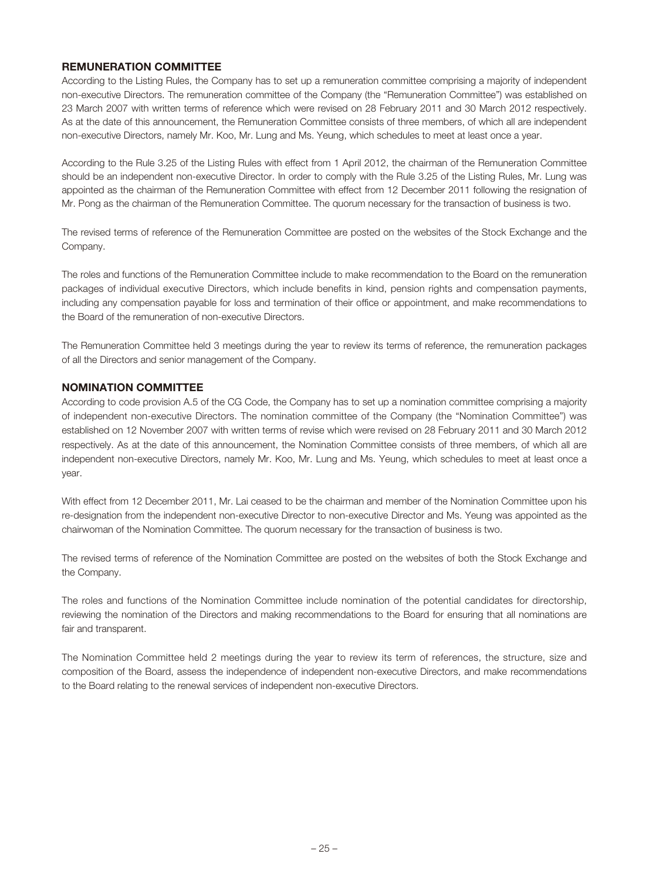## REMUNERATION COMMITTEE

According to the Listing Rules, the Company has to set up a remuneration committee comprising a majority of independent non-executive Directors. The remuneration committee of the Company (the "Remuneration Committee") was established on 23 March 2007 with written terms of reference which were revised on 28 February 2011 and 30 March 2012 respectively. As at the date of this announcement, the Remuneration Committee consists of three members, of which all are independent non-executive Directors, namely Mr. Koo, Mr. Lung and Ms. Yeung, which schedules to meet at least once a year.

According to the Rule 3.25 of the Listing Rules with effect from 1 April 2012, the chairman of the Remuneration Committee should be an independent non-executive Director. In order to comply with the Rule 3.25 of the Listing Rules, Mr. Lung was appointed as the chairman of the Remuneration Committee with effect from 12 December 2011 following the resignation of Mr. Pong as the chairman of the Remuneration Committee. The quorum necessary for the transaction of business is two.

The revised terms of reference of the Remuneration Committee are posted on the websites of the Stock Exchange and the Company.

The roles and functions of the Remuneration Committee include to make recommendation to the Board on the remuneration packages of individual executive Directors, which include benefits in kind, pension rights and compensation payments, including any compensation payable for loss and termination of their office or appointment, and make recommendations to the Board of the remuneration of non-executive Directors.

The Remuneration Committee held 3 meetings during the year to review its terms of reference, the remuneration packages of all the Directors and senior management of the Company.

## NOMINATION COMMITTEE

According to code provision A.5 of the CG Code, the Company has to set up a nomination committee comprising a majority of independent non-executive Directors. The nomination committee of the Company (the "Nomination Committee") was established on 12 November 2007 with written terms of revise which were revised on 28 February 2011 and 30 March 2012 respectively. As at the date of this announcement, the Nomination Committee consists of three members, of which all are independent non-executive Directors, namely Mr. Koo, Mr. Lung and Ms. Yeung, which schedules to meet at least once a year.

With effect from 12 December 2011, Mr. Lai ceased to be the chairman and member of the Nomination Committee upon his re-designation from the independent non-executive Director to non-executive Director and Ms. Yeung was appointed as the chairwoman of the Nomination Committee. The quorum necessary for the transaction of business is two.

The revised terms of reference of the Nomination Committee are posted on the websites of both the Stock Exchange and the Company.

The roles and functions of the Nomination Committee include nomination of the potential candidates for directorship, reviewing the nomination of the Directors and making recommendations to the Board for ensuring that all nominations are fair and transparent.

The Nomination Committee held 2 meetings during the year to review its term of references, the structure, size and composition of the Board, assess the independence of independent non-executive Directors, and make recommendations to the Board relating to the renewal services of independent non-executive Directors.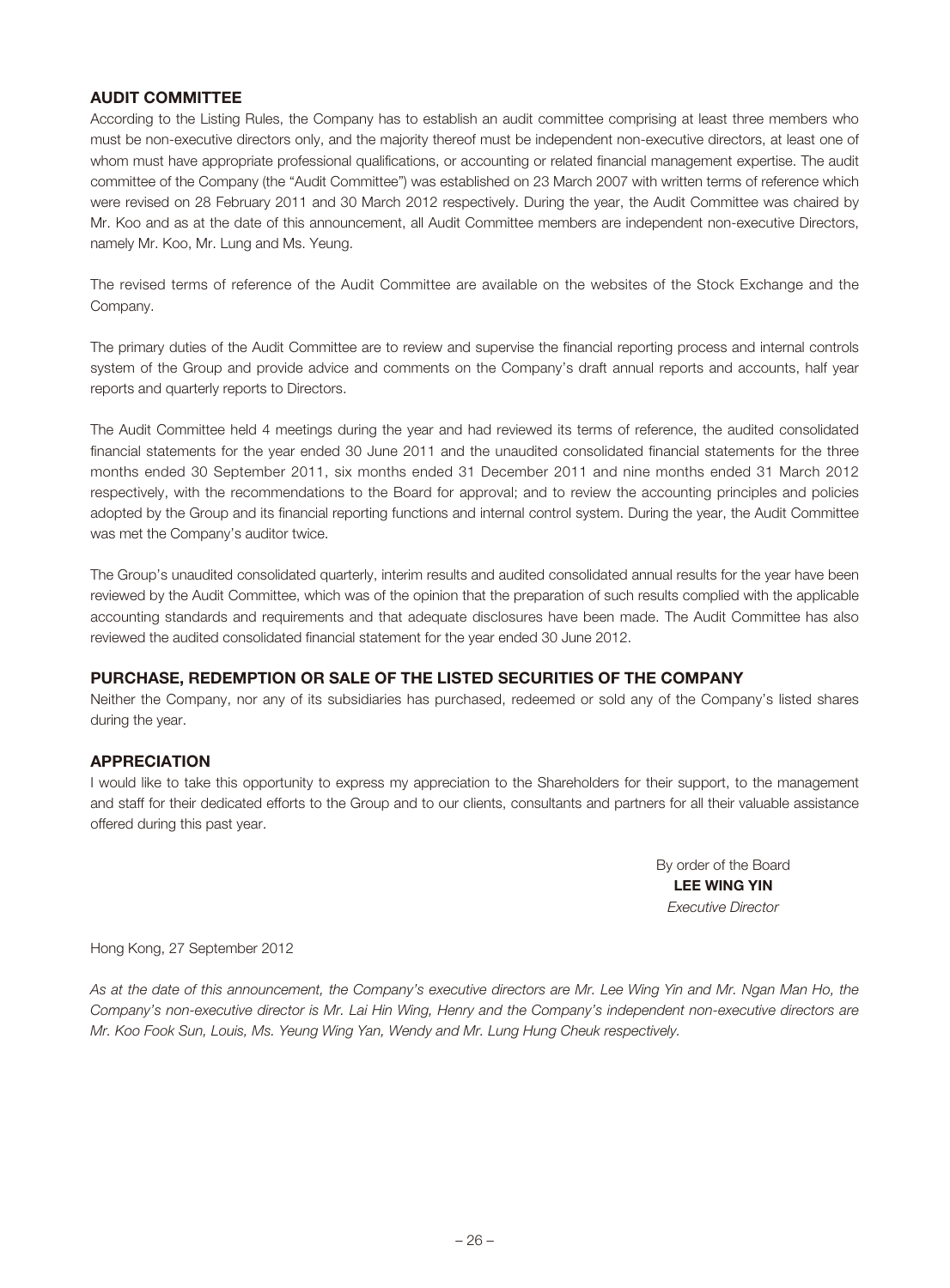## AUDIT COMMITTEE

According to the Listing Rules, the Company has to establish an audit committee comprising at least three members who must be non-executive directors only, and the majority thereof must be independent non-executive directors, at least one of whom must have appropriate professional qualifications, or accounting or related financial management expertise. The audit committee of the Company (the "Audit Committee") was established on 23 March 2007 with written terms of reference which were revised on 28 February 2011 and 30 March 2012 respectively. During the year, the Audit Committee was chaired by Mr. Koo and as at the date of this announcement, all Audit Committee members are independent non-executive Directors, namely Mr. Koo, Mr. Lung and Ms. Yeung.

The revised terms of reference of the Audit Committee are available on the websites of the Stock Exchange and the Company.

The primary duties of the Audit Committee are to review and supervise the financial reporting process and internal controls system of the Group and provide advice and comments on the Company's draft annual reports and accounts, half year reports and quarterly reports to Directors.

The Audit Committee held 4 meetings during the year and had reviewed its terms of reference, the audited consolidated financial statements for the year ended 30 June 2011 and the unaudited consolidated financial statements for the three months ended 30 September 2011, six months ended 31 December 2011 and nine months ended 31 March 2012 respectively, with the recommendations to the Board for approval; and to review the accounting principles and policies adopted by the Group and its financial reporting functions and internal control system. During the year, the Audit Committee was met the Company's auditor twice.

The Group's unaudited consolidated quarterly, interim results and audited consolidated annual results for the year have been reviewed by the Audit Committee, which was of the opinion that the preparation of such results complied with the applicable accounting standards and requirements and that adequate disclosures have been made. The Audit Committee has also reviewed the audited consolidated financial statement for the year ended 30 June 2012.

## PURCHASE, REDEMPTION OR SALE OF THE LISTED SECURITIES OF THE COMPANY

Neither the Company, nor any of its subsidiaries has purchased, redeemed or sold any of the Company's listed shares during the year.

## APPRECIATION

I would like to take this opportunity to express my appreciation to the Shareholders for their support, to the management and staff for their dedicated efforts to the Group and to our clients, consultants and partners for all their valuable assistance offered during this past year.

By order of the Board
**LEE WING YIN**
*Executive Director*

Hong Kong, 27 September 2012

*As at the date of this announcement, the Company's executive directors are Mr. Lee Wing Yin and Mr. Ngan Man Ho, the Company's non-executive director is Mr. Lai Hin Wing, Henry and the Company's independent non-executive directors are Mr. Koo Fook Sun, Louis, Ms. Yeung Wing Yan, Wendy and Mr. Lung Hung Cheuk respectively.*